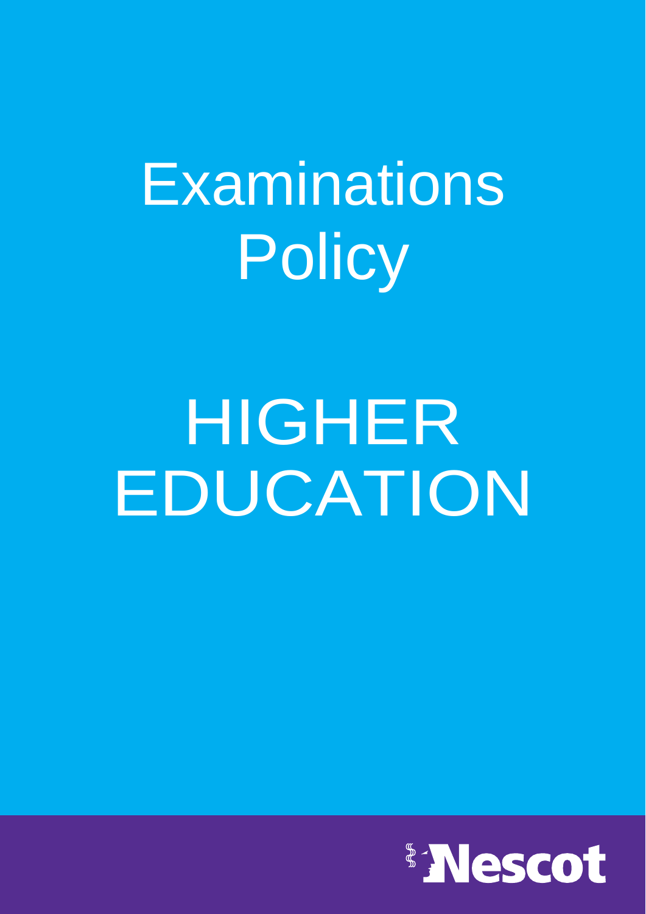# Examinations Policy

# HIGHER EDUCATION

Nescot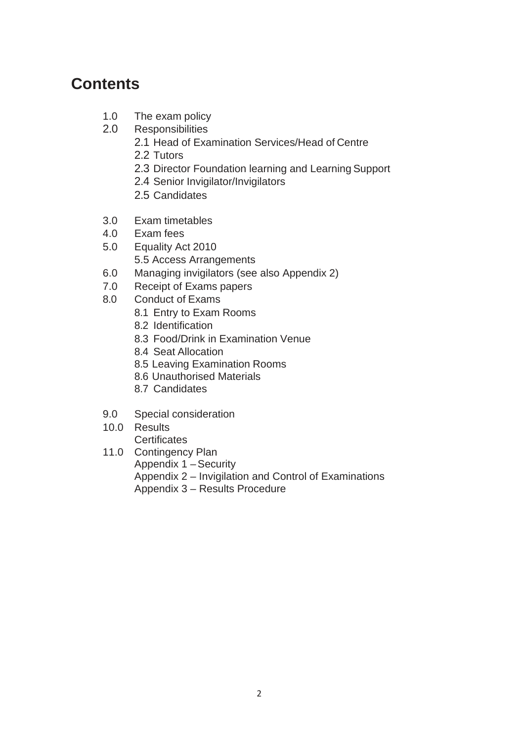# Contents

- 1.0 The exam policy
- 2.0 Responsibilities
  - 2.1 Head of Examination Services/Head of Centre
  - 2.2 Tutors
  - 2.3 Director Foundation learning and Learning Support
  - 2.4 Senior Invigilator/Invigilators
  - 2.5 Candidates
- 3.0 Exam timetables
- 4.0 Exam fees
- 5.0 Equality Act 2010
  - 5.5 Access Arrangements
- 6.0 Managing invigilators (see also Appendix 2)
- 7.0 Receipt of Exams papers
- 8.0 Conduct of Exams
  - 8.1 Entry to Exam Rooms
  - 8.2 Identification
  - 8.3 Food/Drink in Examination Venue
  - 8.4 Seat Allocation
  - 8.5 Leaving Examination Rooms
  - 8.6 Unauthorised Materials
  - 8.7 Candidates
- 9.0 Special consideration
- 10.0 Results
  - Certificates
- 11.0 Contingency Plan
  - Appendix 1 – Security
  - Appendix 2 – Invigilation and Control of Examinations
  - Appendix 3 – Results Procedure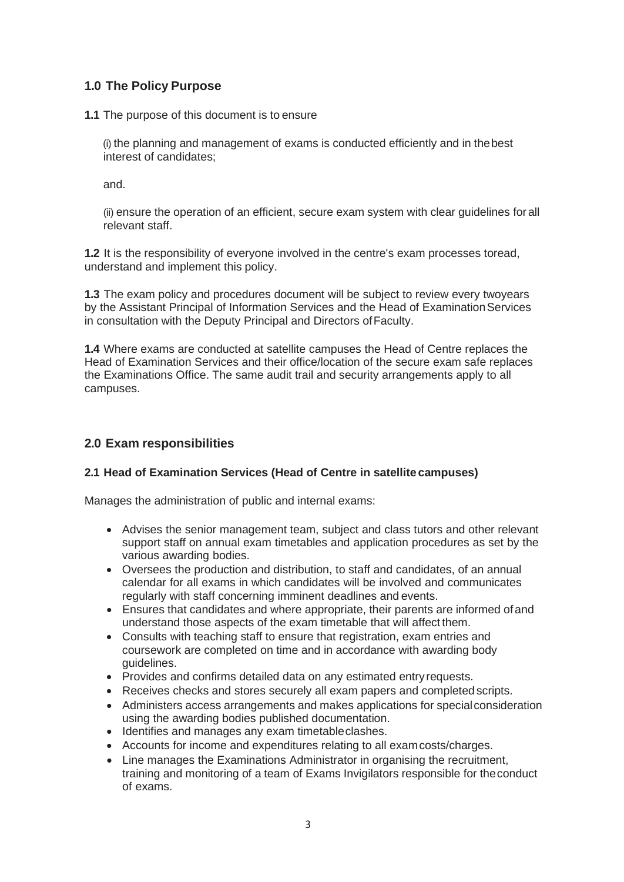## 1.0 The Policy Purpose

**1.1** The purpose of this document is to ensure

(i) the planning and management of exams is conducted efficiently and in the best interest of candidates;

and.

(ii) ensure the operation of an efficient, secure exam system with clear guidelines for all relevant staff.

**1.2** It is the responsibility of everyone involved in the centre's exam processes to read, understand and implement this policy.

**1.3** The exam policy and procedures document will be subject to review every two years by the Assistant Principal of Information Services and the Head of Examination Services in consultation with the Deputy Principal and Directors of Faculty.

**1.4** Where exams are conducted at satellite campuses the Head of Centre replaces the Head of Examination Services and their office/location of the secure exam safe replaces the Examinations Office. The same audit trail and security arrangements apply to all campuses.

## 2.0 Exam responsibilities

### 2.1 Head of Examination Services (Head of Centre in satellite campuses)

Manages the administration of public and internal exams:

- Advises the senior management team, subject and class tutors and other relevant support staff on annual exam timetables and application procedures as set by the various awarding bodies.
- Oversees the production and distribution, to staff and candidates, of an annual calendar for all exams in which candidates will be involved and communicates regularly with staff concerning imminent deadlines and events.
- Ensures that candidates and where appropriate, their parents are informed of and understand those aspects of the exam timetable that will affect them.
- Consults with teaching staff to ensure that registration, exam entries and coursework are completed on time and in accordance with awarding body guidelines.
- Provides and confirms detailed data on any estimated entry requests.
- Receives checks and stores securely all exam papers and completed scripts.
- Administers access arrangements and makes applications for special consideration using the awarding bodies published documentation.
- Identifies and manages any exam timetable clashes.
- Accounts for income and expenditures relating to all exam costs/charges.
- Line manages the Examinations Administrator in organising the recruitment, training and monitoring of a team of Exams Invigilators responsible for the conduct of exams.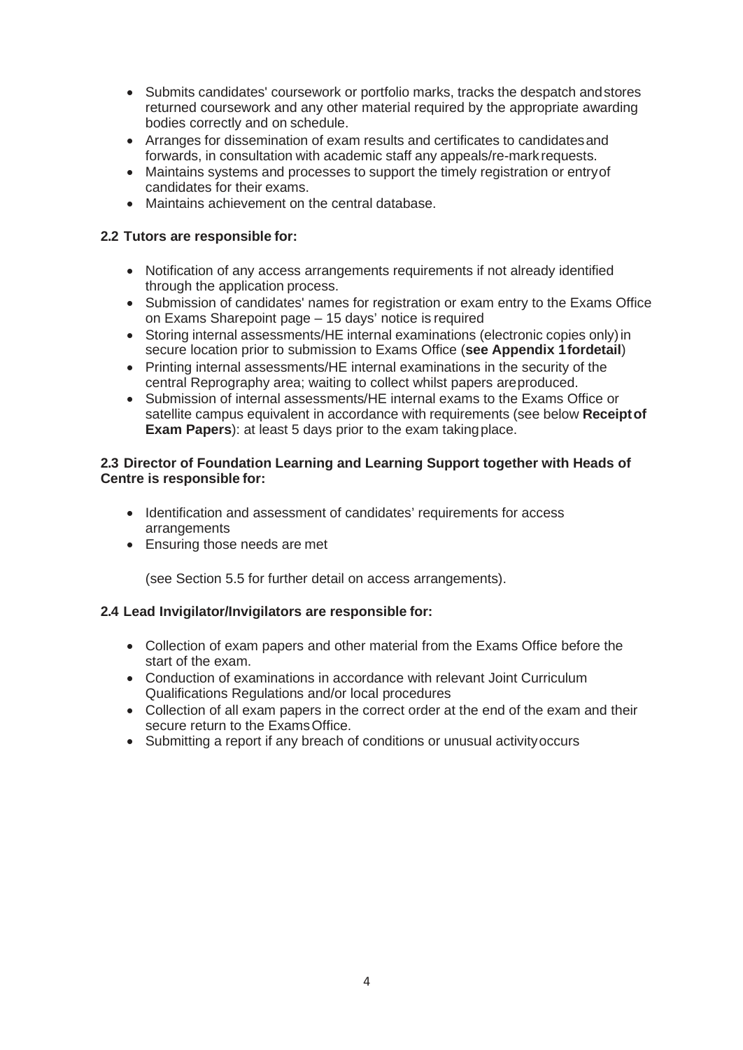- Submits candidates' coursework or portfolio marks, tracks the despatch and stores returned coursework and any other material required by the appropriate awarding bodies correctly and on schedule.
- Arranges for dissemination of exam results and certificates to candidates and forwards, in consultation with academic staff any appeals/re-mark requests.
- Maintains systems and processes to support the timely registration or entry of candidates for their exams.
- Maintains achievement on the central database.

### 2.2 Tutors are responsible for:

- Notification of any access arrangements requirements if not already identified through the application process.
- Submission of candidates' names for registration or exam entry to the Exams Office on Exams Sharepoint page – 15 days' notice is required
- Storing internal assessments/HE internal examinations (electronic copies only) in secure location prior to submission to Exams Office (**see Appendix 1 for detail**)
- Printing internal assessments/HE internal examinations in the security of the central Reprography area; waiting to collect whilst papers are produced.
- Submission of internal assessments/HE internal exams to the Exams Office or satellite campus equivalent in accordance with requirements (see below **Receipt of Exam Papers**): at least 5 days prior to the exam taking place.

### 2.3 Director of Foundation Learning and Learning Support together with Heads of Centre is responsible for:

- Identification and assessment of candidates' requirements for access arrangements
- Ensuring those needs are met

  (see Section 5.5 for further detail on access arrangements).

### 2.4 Lead Invigilator/Invigilators are responsible for:

- Collection of exam papers and other material from the Exams Office before the start of the exam.
- Conduction of examinations in accordance with relevant Joint Curriculum Qualifications Regulations and/or local procedures
- Collection of all exam papers in the correct order at the end of the exam and their secure return to the Exams Office.
- Submitting a report if any breach of conditions or unusual activity occurs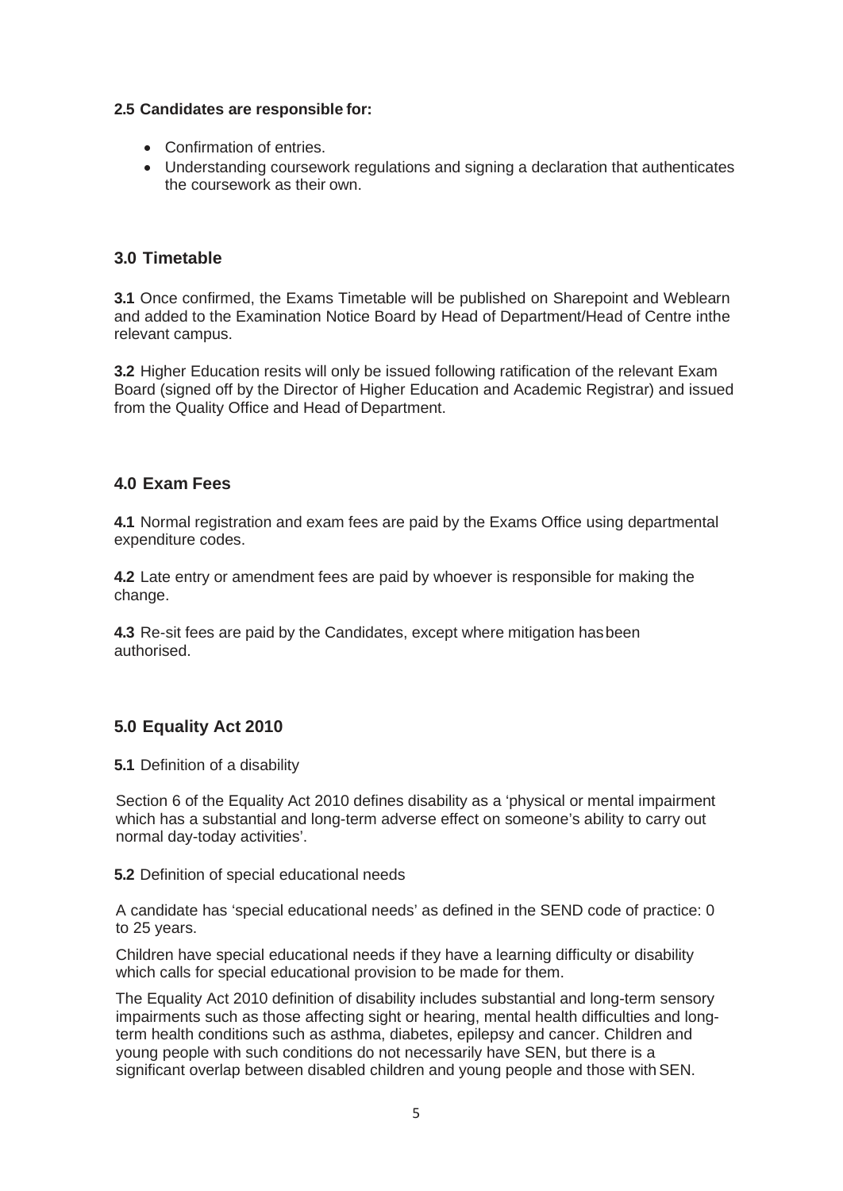**2.5 Candidates are responsible for:**

- Confirmation of entries.
- Understanding coursework regulations and signing a declaration that authenticates the coursework as their own.

## 3.0 Timetable

**3.1** Once confirmed, the Exams Timetable will be published on Sharepoint and Weblearn and added to the Examination Notice Board by Head of Department/Head of Centre inthe relevant campus.

**3.2** Higher Education resits will only be issued following ratification of the relevant Exam Board (signed off by the Director of Higher Education and Academic Registrar) and issued from the Quality Office and Head of Department.

## 4.0 Exam Fees

**4.1** Normal registration and exam fees are paid by the Exams Office using departmental expenditure codes.

**4.2** Late entry or amendment fees are paid by whoever is responsible for making the change.

**4.3** Re-sit fees are paid by the Candidates, except where mitigation hasbeen authorised.

## 5.0 Equality Act 2010

**5.1** Definition of a disability

Section 6 of the Equality Act 2010 defines disability as a 'physical or mental impairment which has a substantial and long-term adverse effect on someone's ability to carry out normal day-today activities'.

**5.2** Definition of special educational needs

A candidate has 'special educational needs' as defined in the SEND code of practice: 0 to 25 years.

Children have special educational needs if they have a learning difficulty or disability which calls for special educational provision to be made for them.

The Equality Act 2010 definition of disability includes substantial and long-term sensory impairments such as those affecting sight or hearing, mental health difficulties and long-term health conditions such as asthma, diabetes, epilepsy and cancer. Children and young people with such conditions do not necessarily have SEN, but there is a significant overlap between disabled children and young people and those with SEN.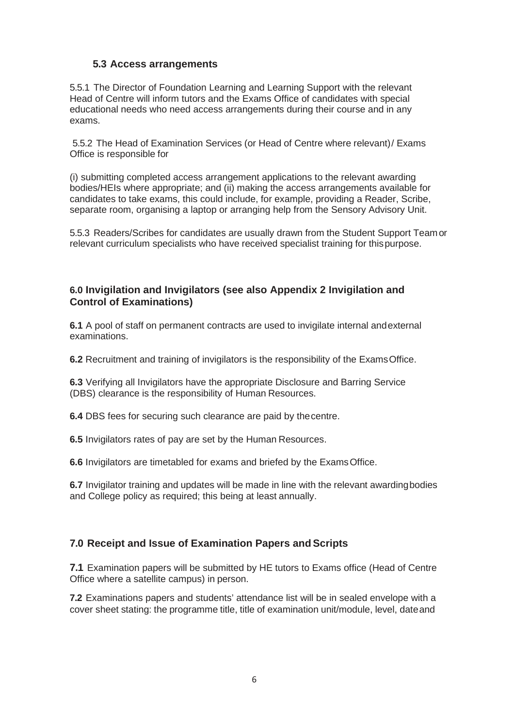### 5.3 Access arrangements

5.5.1 The Director of Foundation Learning and Learning Support with the relevant Head of Centre will inform tutors and the Exams Office of candidates with special educational needs who need access arrangements during their course and in any exams.

5.5.2 The Head of Examination Services (or Head of Centre where relevant)/ Exams Office is responsible for

(i) submitting completed access arrangement applications to the relevant awarding bodies/HEIs where appropriate; and (ii) making the access arrangements available for candidates to take exams, this could include, for example, providing a Reader, Scribe, separate room, organising a laptop or arranging help from the Sensory Advisory Unit.

5.5.3 Readers/Scribes for candidates are usually drawn from the Student Support Team or relevant curriculum specialists who have received specialist training for this purpose.

## 6.0 Invigilation and Invigilators (see also Appendix 2 Invigilation and Control of Examinations)

**6.1** A pool of staff on permanent contracts are used to invigilate internal and external examinations.

**6.2** Recruitment and training of invigilators is the responsibility of the Exams Office.

**6.3** Verifying all Invigilators have the appropriate Disclosure and Barring Service (DBS) clearance is the responsibility of Human Resources.

**6.4** DBS fees for securing such clearance are paid by the centre.

**6.5** Invigilators rates of pay are set by the Human Resources.

**6.6** Invigilators are timetabled for exams and briefed by the Exams Office.

**6.7** Invigilator training and updates will be made in line with the relevant awarding bodies and College policy as required; this being at least annually.

## 7.0 Receipt and Issue of Examination Papers and Scripts

**7.1** Examination papers will be submitted by HE tutors to Exams office (Head of Centre Office where a satellite campus) in person.

**7.2** Examinations papers and students' attendance list will be in sealed envelope with a cover sheet stating: the programme title, title of examination unit/module, level, date and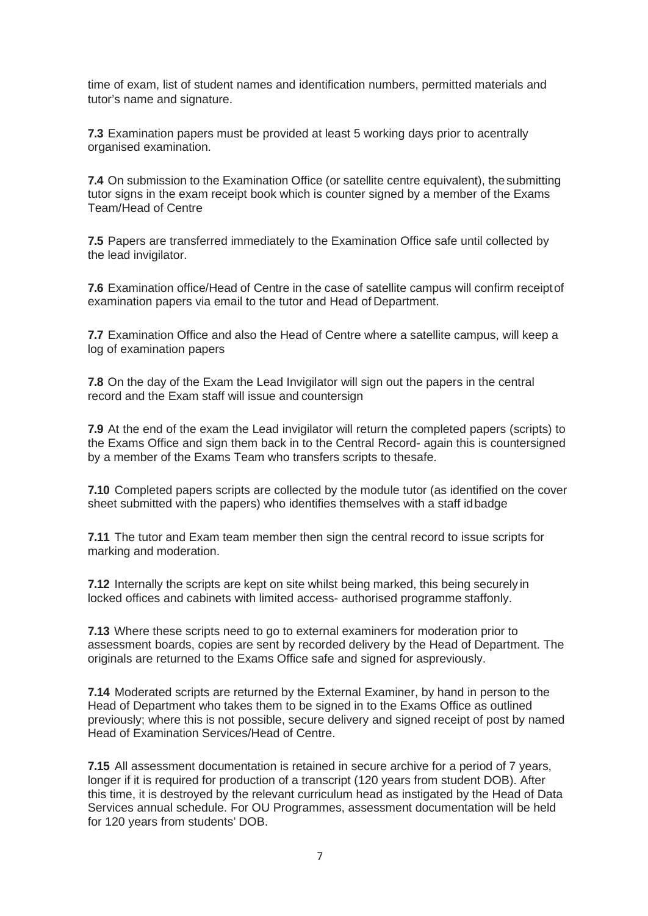time of exam, list of student names and identification numbers, permitted materials and tutor's name and signature.

**7.3** Examination papers must be provided at least 5 working days prior to acentrally organised examination.

**7.4** On submission to the Examination Office (or satellite centre equivalent), thesubmitting tutor signs in the exam receipt book which is counter signed by a member of the Exams Team/Head of Centre

**7.5** Papers are transferred immediately to the Examination Office safe until collected by the lead invigilator.

**7.6** Examination office/Head of Centre in the case of satellite campus will confirm receiptof examination papers via email to the tutor and Head of Department.

**7.7** Examination Office and also the Head of Centre where a satellite campus, will keep a log of examination papers

**7.8** On the day of the Exam the Lead Invigilator will sign out the papers in the central record and the Exam staff will issue and countersign

**7.9** At the end of the exam the Lead invigilator will return the completed papers (scripts) to the Exams Office and sign them back in to the Central Record- again this is countersigned by a member of the Exams Team who transfers scripts to thesafe.

**7.10** Completed papers scripts are collected by the module tutor (as identified on the cover sheet submitted with the papers) who identifies themselves with a staff idbadge

**7.11** The tutor and Exam team member then sign the central record to issue scripts for marking and moderation.

**7.12** Internally the scripts are kept on site whilst being marked, this being securelyin locked offices and cabinets with limited access- authorised programme staffonly.

**7.13** Where these scripts need to go to external examiners for moderation prior to assessment boards, copies are sent by recorded delivery by the Head of Department. The originals are returned to the Exams Office safe and signed for aspreviously.

**7.14** Moderated scripts are returned by the External Examiner, by hand in person to the Head of Department who takes them to be signed in to the Exams Office as outlined previously; where this is not possible, secure delivery and signed receipt of post by named Head of Examination Services/Head of Centre.

**7.15** All assessment documentation is retained in secure archive for a period of 7 years, longer if it is required for production of a transcript (120 years from student DOB). After this time, it is destroyed by the relevant curriculum head as instigated by the Head of Data Services annual schedule. For OU Programmes, assessment documentation will be held for 120 years from students' DOB.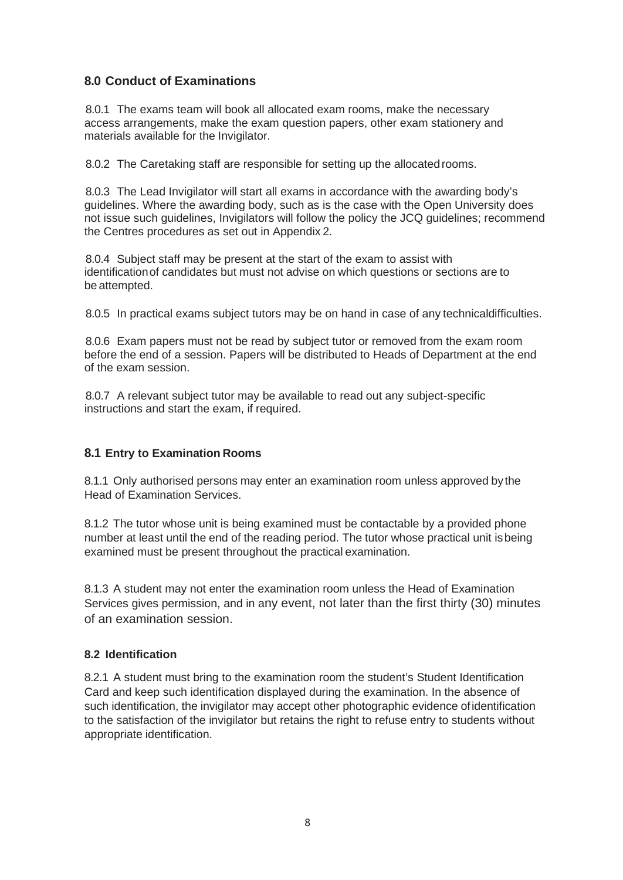## 8.0 Conduct of Examinations

8.0.1 The exams team will book all allocated exam rooms, make the necessary access arrangements, make the exam question papers, other exam stationery and materials available for the Invigilator.

8.0.2 The Caretaking staff are responsible for setting up the allocated rooms.

8.0.3 The Lead Invigilator will start all exams in accordance with the awarding body's guidelines. Where the awarding body, such as is the case with the Open University does not issue such guidelines, Invigilators will follow the policy the JCQ guidelines; recommend the Centres procedures as set out in Appendix 2.

8.0.4 Subject staff may be present at the start of the exam to assist with identification of candidates but must not advise on which questions or sections are to be attempted.

8.0.5 In practical exams subject tutors may be on hand in case of any technical difficulties.

8.0.6 Exam papers must not be read by subject tutor or removed from the exam room before the end of a session. Papers will be distributed to Heads of Department at the end of the exam session.

8.0.7 A relevant subject tutor may be available to read out any subject-specific instructions and start the exam, if required.

## 8.1 Entry to Examination Rooms

8.1.1 Only authorised persons may enter an examination room unless approved by the Head of Examination Services.

8.1.2 The tutor whose unit is being examined must be contactable by a provided phone number at least until the end of the reading period. The tutor whose practical unit is being examined must be present throughout the practical examination.

8.1.3 A student may not enter the examination room unless the Head of Examination Services gives permission, and in any event, not later than the first thirty (30) minutes of an examination session.

### 8.2 Identification

8.2.1 A student must bring to the examination room the student's Student Identification Card and keep such identification displayed during the examination. In the absence of such identification, the invigilator may accept other photographic evidence of identification to the satisfaction of the invigilator but retains the right to refuse entry to students without appropriate identification.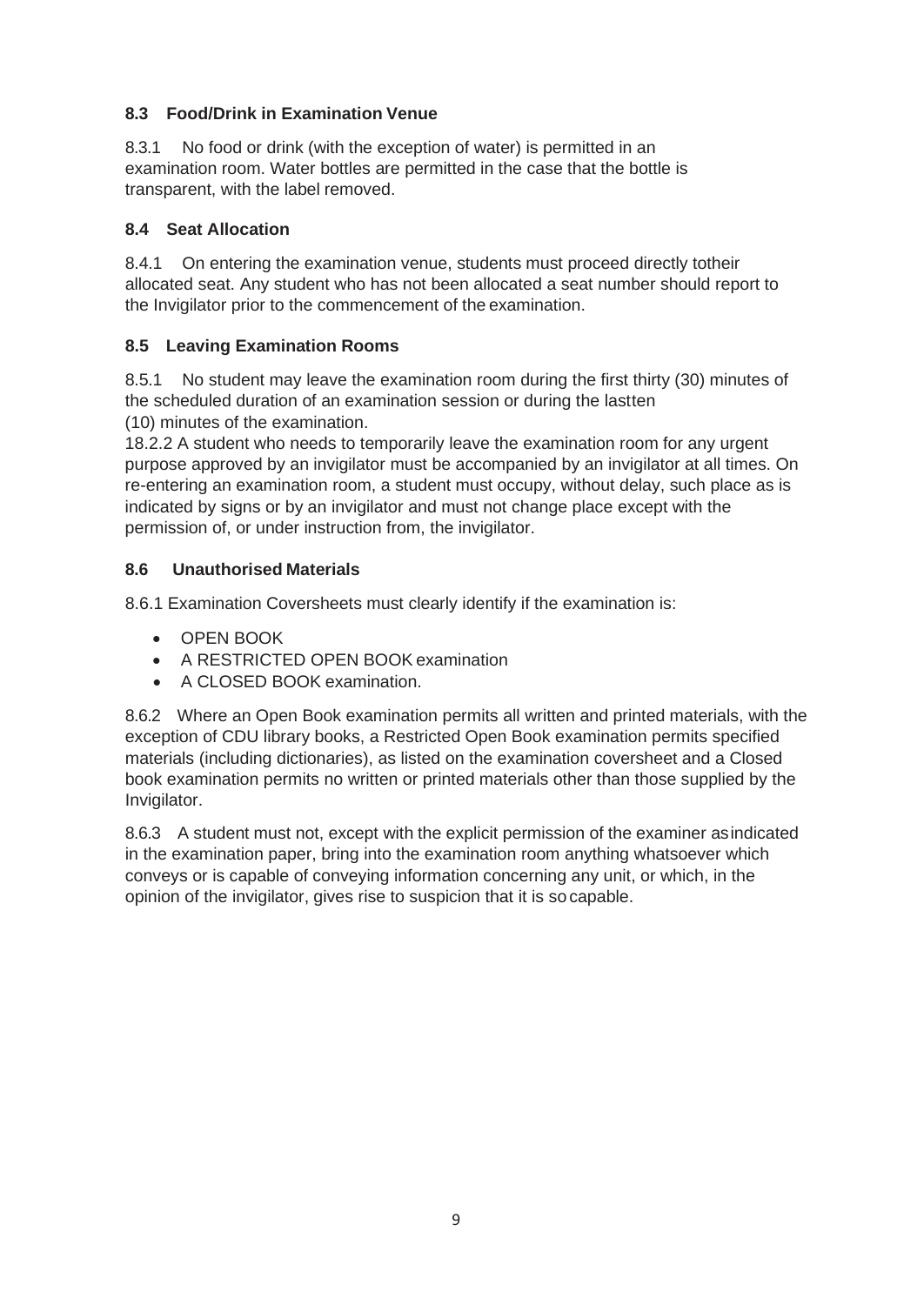### 8.3 Food/Drink in Examination Venue

8.3.1 No food or drink (with the exception of water) is permitted in an examination room. Water bottles are permitted in the case that the bottle is transparent, with the label removed.

### 8.4 Seat Allocation

8.4.1 On entering the examination venue, students must proceed directly totheir allocated seat. Any student who has not been allocated a seat number should report to the Invigilator prior to the commencement of the examination.

### 8.5 Leaving Examination Rooms

8.5.1 No student may leave the examination room during the first thirty (30) minutes of the scheduled duration of an examination session or during the lastten (10) minutes of the examination.

18.2.2 A student who needs to temporarily leave the examination room for any urgent purpose approved by an invigilator must be accompanied by an invigilator at all times. On re-entering an examination room, a student must occupy, without delay, such place as is indicated by signs or by an invigilator and must not change place except with the permission of, or under instruction from, the invigilator.

### 8.6 Unauthorised Materials

8.6.1 Examination Coversheets must clearly identify if the examination is:

- OPEN BOOK
- A RESTRICTED OPEN BOOK examination
- A CLOSED BOOK examination.

8.6.2 Where an Open Book examination permits all written and printed materials, with the exception of CDU library books, a Restricted Open Book examination permits specified materials (including dictionaries), as listed on the examination coversheet and a Closed book examination permits no written or printed materials other than those supplied by the Invigilator.

8.6.3 A student must not, except with the explicit permission of the examiner asindicated in the examination paper, bring into the examination room anything whatsoever which conveys or is capable of conveying information concerning any unit, or which, in the opinion of the invigilator, gives rise to suspicion that it is socapable.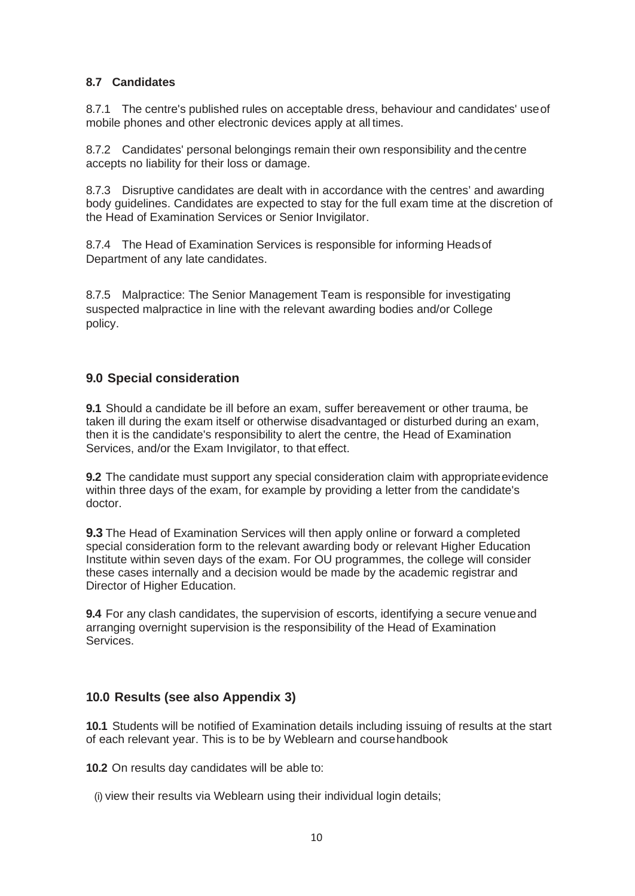### 8.7 Candidates

8.7.1 The centre's published rules on acceptable dress, behaviour and candidates' use of mobile phones and other electronic devices apply at all times.

8.7.2 Candidates' personal belongings remain their own responsibility and the centre accepts no liability for their loss or damage.

8.7.3 Disruptive candidates are dealt with in accordance with the centres' and awarding body guidelines. Candidates are expected to stay for the full exam time at the discretion of the Head of Examination Services or Senior Invigilator.

8.7.4 The Head of Examination Services is responsible for informing Heads of Department of any late candidates.

8.7.5 Malpractice: The Senior Management Team is responsible for investigating suspected malpractice in line with the relevant awarding bodies and/or College policy.

## 9.0 Special consideration

**9.1** Should a candidate be ill before an exam, suffer bereavement or other trauma, be taken ill during the exam itself or otherwise disadvantaged or disturbed during an exam, then it is the candidate's responsibility to alert the centre, the Head of Examination Services, and/or the Exam Invigilator, to that effect.

**9.2** The candidate must support any special consideration claim with appropriate evidence within three days of the exam, for example by providing a letter from the candidate's doctor.

**9.3** The Head of Examination Services will then apply online or forward a completed special consideration form to the relevant awarding body or relevant Higher Education Institute within seven days of the exam. For OU programmes, the college will consider these cases internally and a decision would be made by the academic registrar and Director of Higher Education.

**9.4** For any clash candidates, the supervision of escorts, identifying a secure venue and arranging overnight supervision is the responsibility of the Head of Examination Services.

## 10.0 Results (see also Appendix 3)

**10.1** Students will be notified of Examination details including issuing of results at the start of each relevant year. This is to be by Weblearn and course handbook

**10.2** On results day candidates will be able to:

(i) view their results via Weblearn using their individual login details;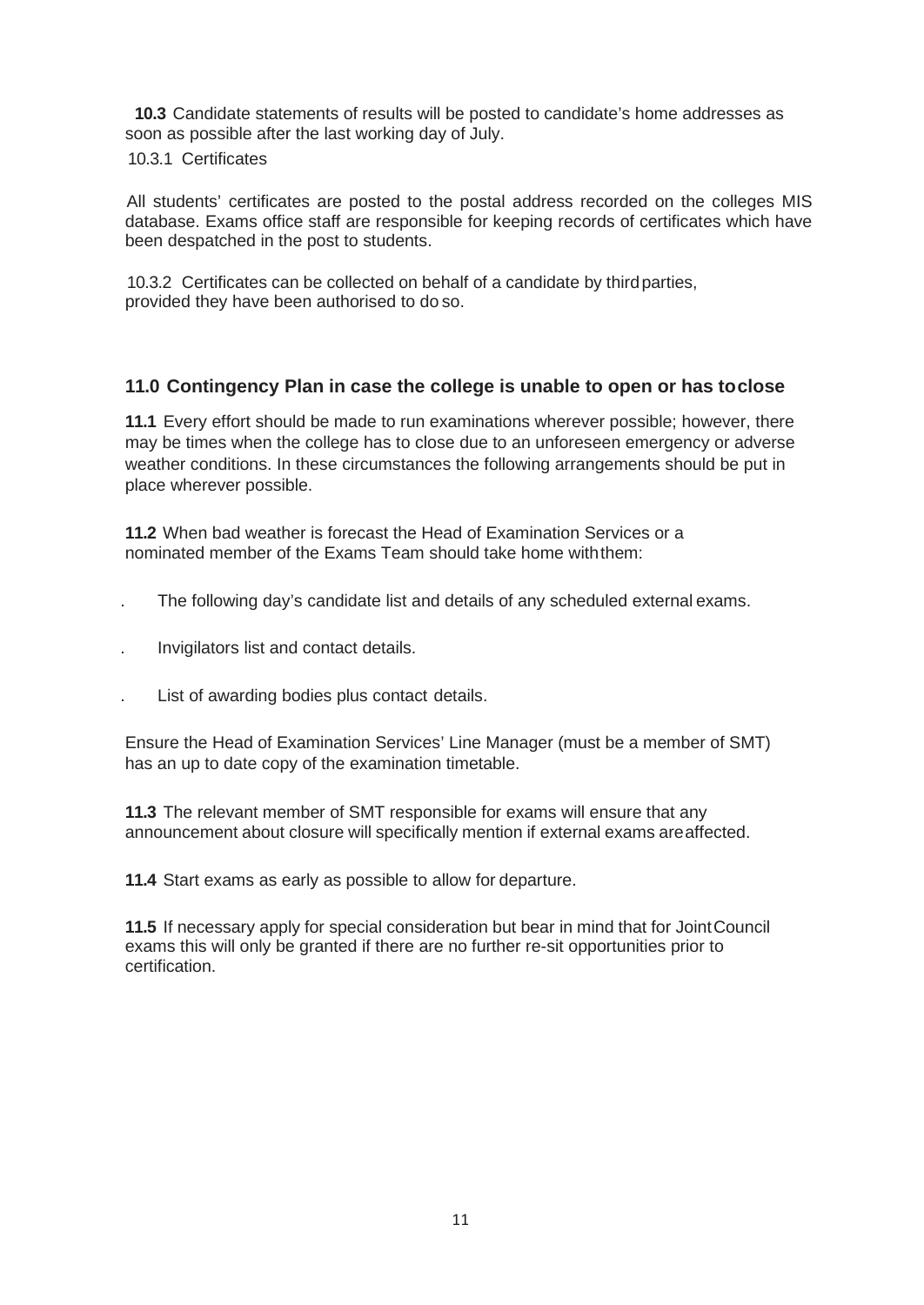**10.3** Candidate statements of results will be posted to candidate's home addresses as soon as possible after the last working day of July.

10.3.1 Certificates

All students' certificates are posted to the postal address recorded on the colleges MIS database. Exams office staff are responsible for keeping records of certificates which have been despatched in the post to students.

10.3.2 Certificates can be collected on behalf of a candidate by third parties, provided they have been authorised to do so.

## 11.0 Contingency Plan in case the college is unable to open or has to close

**11.1** Every effort should be made to run examinations wherever possible; however, there may be times when the college has to close due to an unforeseen emergency or adverse weather conditions. In these circumstances the following arrangements should be put in place wherever possible.

**11.2** When bad weather is forecast the Head of Examination Services or a nominated member of the Exams Team should take home with them:

- The following day's candidate list and details of any scheduled external exams.
- Invigilators list and contact details.
- List of awarding bodies plus contact details.

Ensure the Head of Examination Services' Line Manager (must be a member of SMT) has an up to date copy of the examination timetable.

**11.3** The relevant member of SMT responsible for exams will ensure that any announcement about closure will specifically mention if external exams are affected.

**11.4** Start exams as early as possible to allow for departure.

**11.5** If necessary apply for special consideration but bear in mind that for Joint Council exams this will only be granted if there are no further re-sit opportunities prior to certification.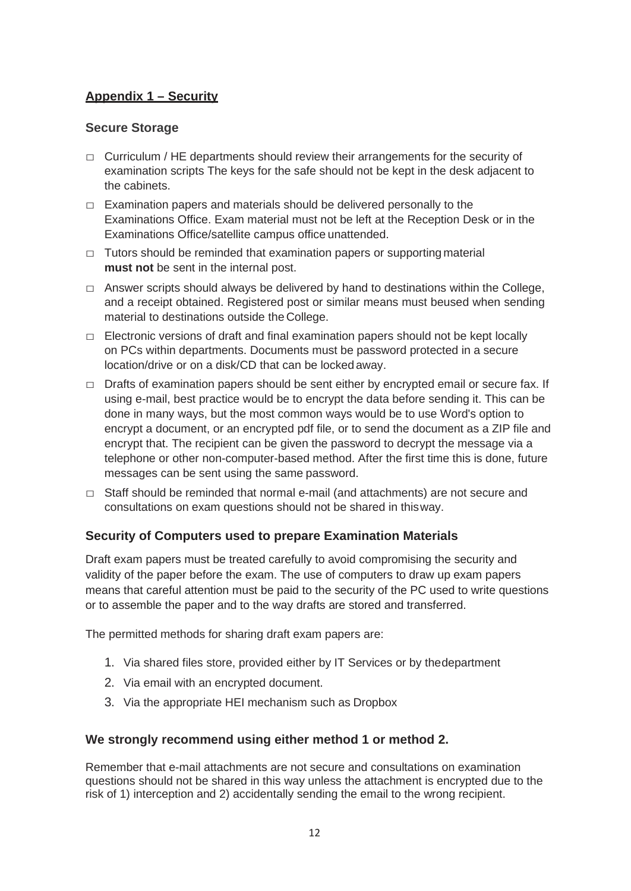## Appendix 1 – Security

### Secure Storage

- Curriculum / HE departments should review their arrangements for the security of examination scripts The keys for the safe should not be kept in the desk adjacent to the cabinets.
- Examination papers and materials should be delivered personally to the Examinations Office. Exam material must not be left at the Reception Desk or in the Examinations Office/satellite campus office unattended.
- Tutors should be reminded that examination papers or supporting material **must not** be sent in the internal post.
- Answer scripts should always be delivered by hand to destinations within the College, and a receipt obtained. Registered post or similar means must beused when sending material to destinations outside the College.
- Electronic versions of draft and final examination papers should not be kept locally on PCs within departments. Documents must be password protected in a secure location/drive or on a disk/CD that can be locked away.
- Drafts of examination papers should be sent either by encrypted email or secure fax. If using e-mail, best practice would be to encrypt the data before sending it. This can be done in many ways, but the most common ways would be to use Word's option to encrypt a document, or an encrypted pdf file, or to send the document as a ZIP file and encrypt that. The recipient can be given the password to decrypt the message via a telephone or other non-computer-based method. After the first time this is done, future messages can be sent using the same password.
- Staff should be reminded that normal e-mail (and attachments) are not secure and consultations on exam questions should not be shared in thisway.

### Security of Computers used to prepare Examination Materials

Draft exam papers must be treated carefully to avoid compromising the security and validity of the paper before the exam. The use of computers to draw up exam papers means that careful attention must be paid to the security of the PC used to write questions or to assemble the paper and to the way drafts are stored and transferred.

The permitted methods for sharing draft exam papers are:

1. Via shared files store, provided either by IT Services or by thedepartment
2. Via email with an encrypted document.
3. Via the appropriate HEI mechanism such as Dropbox

### We strongly recommend using either method 1 or method 2.

Remember that e-mail attachments are not secure and consultations on examination questions should not be shared in this way unless the attachment is encrypted due to the risk of 1) interception and 2) accidentally sending the email to the wrong recipient.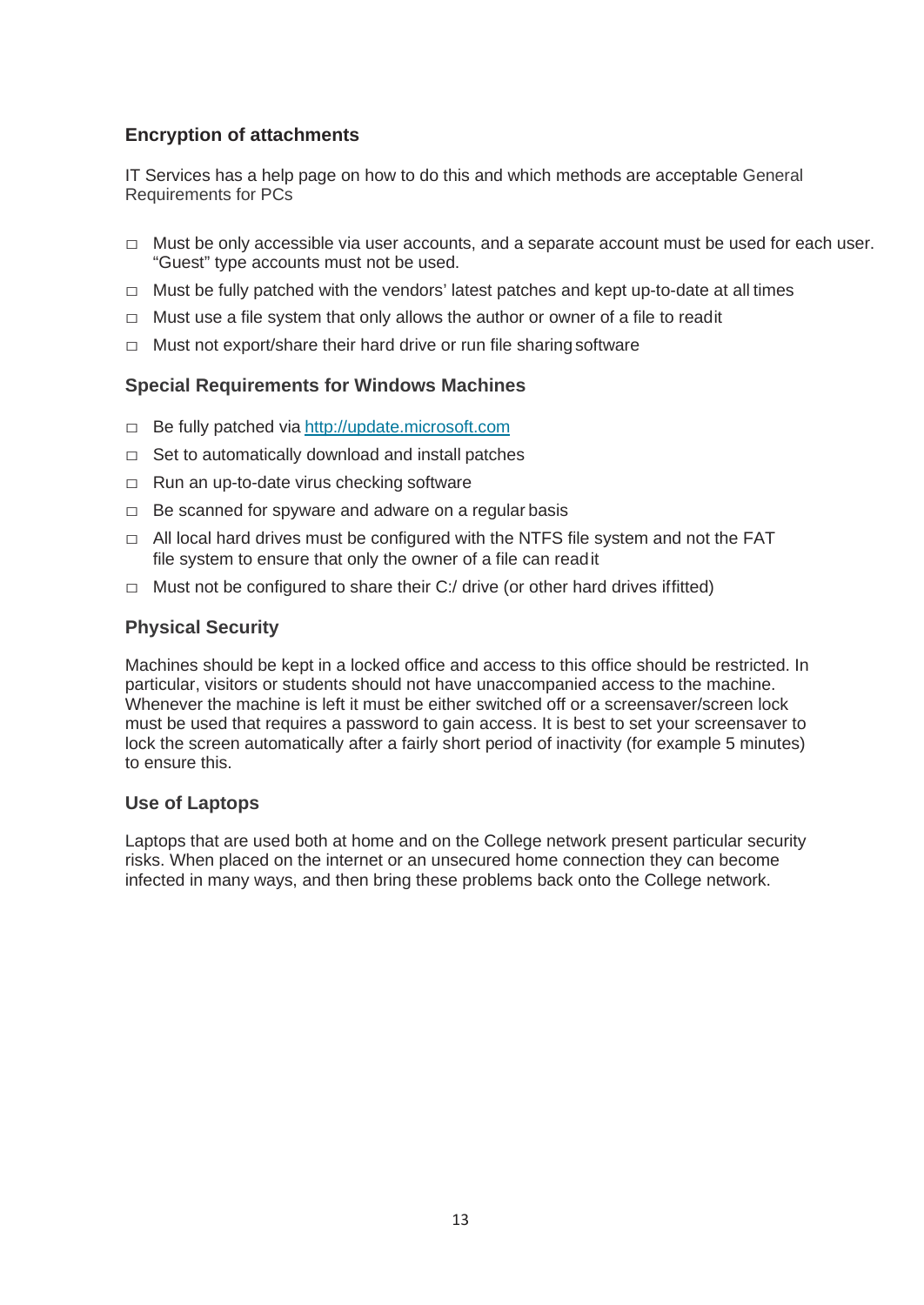### Encryption of attachments

IT Services has a help page on how to do this and which methods are acceptable General Requirements for PCs

- Must be only accessible via user accounts, and a separate account must be used for each user. “Guest” type accounts must not be used.
- Must be fully patched with the vendors’ latest patches and kept up-to-date at all times
- Must use a file system that only allows the author or owner of a file to read it
- Must not export/share their hard drive or run file sharing software

### Special Requirements for Windows Machines

- Be fully patched via http://update.microsoft.com
- Set to automatically download and install patches
- Run an up-to-date virus checking software
- Be scanned for spyware and adware on a regular basis
- All local hard drives must be configured with the NTFS file system and not the FAT file system to ensure that only the owner of a file can read it
- Must not be configured to share their C:/ drive (or other hard drives if fitted)

### Physical Security

Machines should be kept in a locked office and access to this office should be restricted. In particular, visitors or students should not have unaccompanied access to the machine. Whenever the machine is left it must be either switched off or a screensaver/screen lock must be used that requires a password to gain access. It is best to set your screensaver to lock the screen automatically after a fairly short period of inactivity (for example 5 minutes) to ensure this.

### Use of Laptops

Laptops that are used both at home and on the College network present particular security risks. When placed on the internet or an unsecured home connection they can become infected in many ways, and then bring these problems back onto the College network.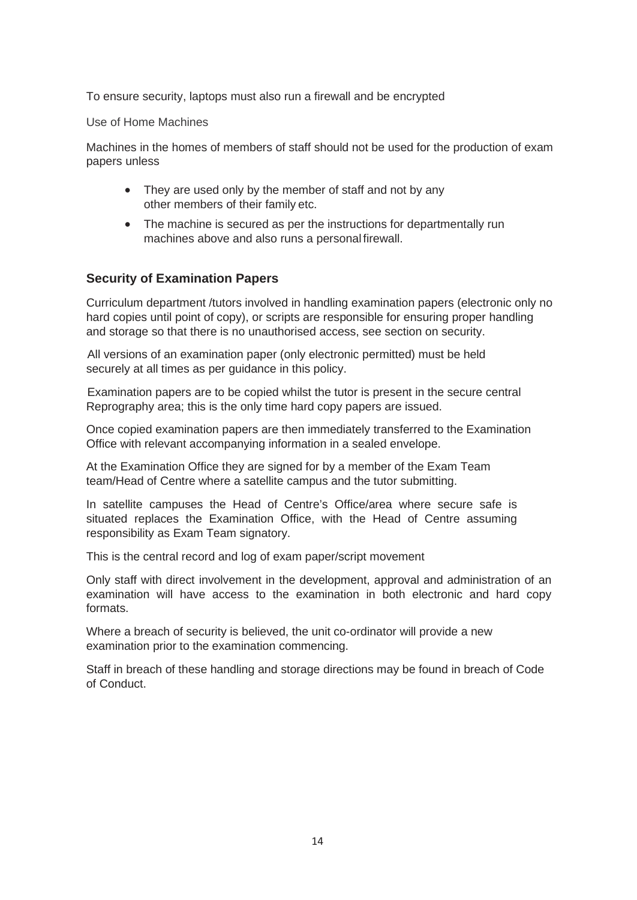To ensure security, laptops must also run a firewall and be encrypted

Use of Home Machines

Machines in the homes of members of staff should not be used for the production of exam papers unless

- They are used only by the member of staff and not by any other members of their family etc.
- The machine is secured as per the instructions for departmentally run machines above and also runs a personal firewall.

### Security of Examination Papers

Curriculum department /tutors involved in handling examination papers (electronic only no hard copies until point of copy), or scripts are responsible for ensuring proper handling and storage so that there is no unauthorised access, see section on security.

All versions of an examination paper (only electronic permitted) must be held securely at all times as per guidance in this policy.

Examination papers are to be copied whilst the tutor is present in the secure central Reprography area; this is the only time hard copy papers are issued.

Once copied examination papers are then immediately transferred to the Examination Office with relevant accompanying information in a sealed envelope.

At the Examination Office they are signed for by a member of the Exam Team team/Head of Centre where a satellite campus and the tutor submitting.

In satellite campuses the Head of Centre's Office/area where secure safe is situated replaces the Examination Office, with the Head of Centre assuming responsibility as Exam Team signatory.

This is the central record and log of exam paper/script movement

Only staff with direct involvement in the development, approval and administration of an examination will have access to the examination in both electronic and hard copy formats.

Where a breach of security is believed, the unit co-ordinator will provide a new examination prior to the examination commencing.

Staff in breach of these handling and storage directions may be found in breach of Code of Conduct.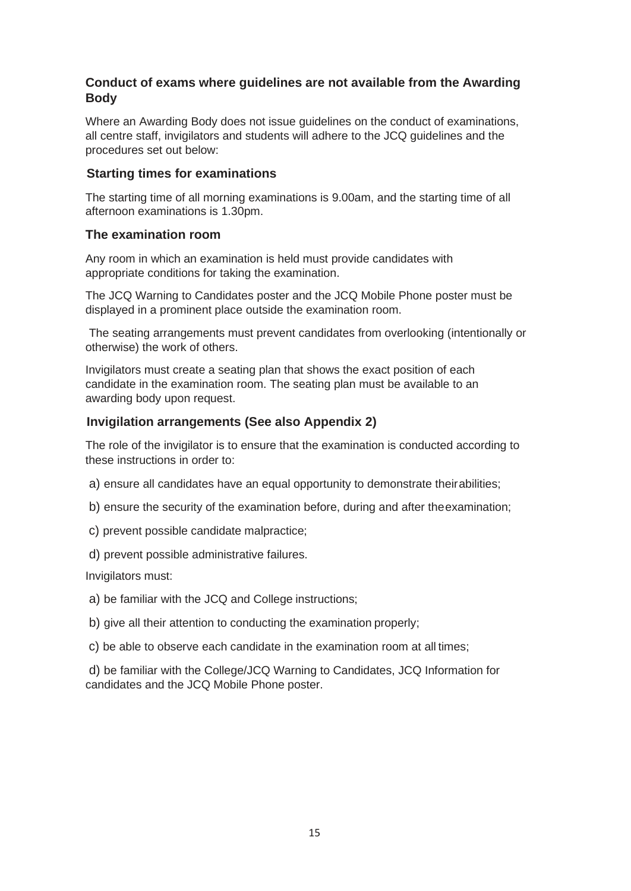### Conduct of exams where guidelines are not available from the Awarding Body

Where an Awarding Body does not issue guidelines on the conduct of examinations, all centre staff, invigilators and students will adhere to the JCQ guidelines and the procedures set out below:

### Starting times for examinations

The starting time of all morning examinations is 9.00am, and the starting time of all afternoon examinations is 1.30pm.

### The examination room

Any room in which an examination is held must provide candidates with appropriate conditions for taking the examination.

The JCQ Warning to Candidates poster and the JCQ Mobile Phone poster must be displayed in a prominent place outside the examination room.

The seating arrangements must prevent candidates from overlooking (intentionally or otherwise) the work of others.

Invigilators must create a seating plan that shows the exact position of each candidate in the examination room. The seating plan must be available to an awarding body upon request.

### Invigilation arrangements (See also Appendix 2)

The role of the invigilator is to ensure that the examination is conducted according to these instructions in order to:

a) ensure all candidates have an equal opportunity to demonstrate their abilities;

b) ensure the security of the examination before, during and after the examination;

c) prevent possible candidate malpractice;

d) prevent possible administrative failures.

Invigilators must:

a) be familiar with the JCQ and College instructions;

b) give all their attention to conducting the examination properly;

c) be able to observe each candidate in the examination room at all times;

d) be familiar with the College/JCQ Warning to Candidates, JCQ Information for candidates and the JCQ Mobile Phone poster.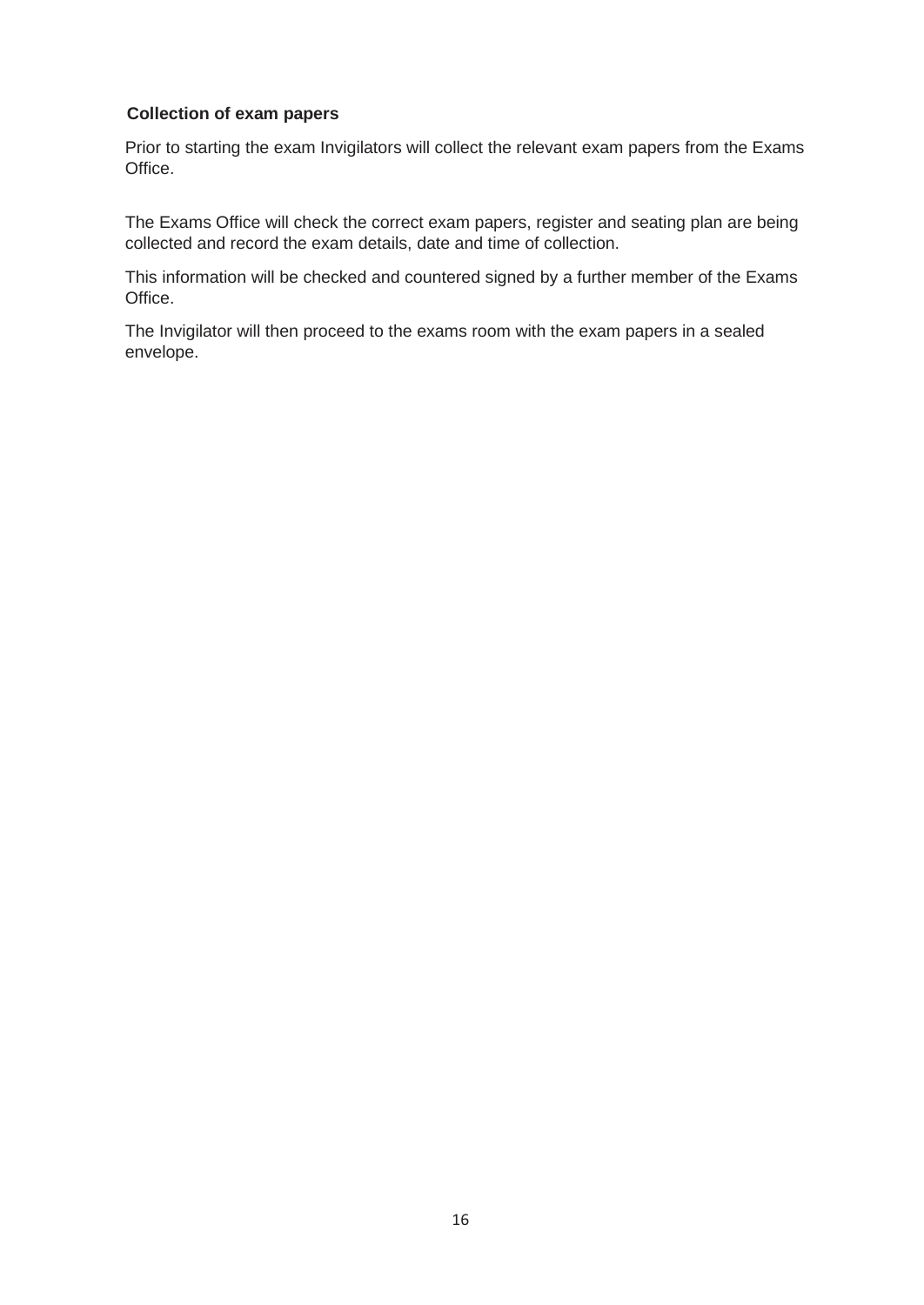**Collection of exam papers**

Prior to starting the exam Invigilators will collect the relevant exam papers from the Exams Office.

The Exams Office will check the correct exam papers, register and seating plan are being collected and record the exam details, date and time of collection.

This information will be checked and countered signed by a further member of the Exams Office.

The Invigilator will then proceed to the exams room with the exam papers in a sealed envelope.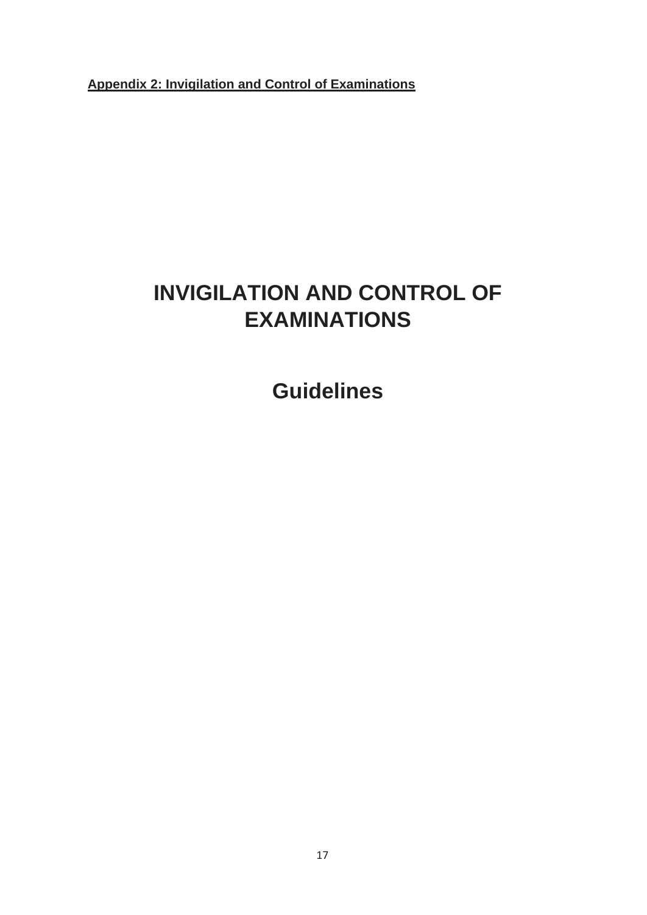**Appendix 2: Invigilation and Control of Examinations**

# INVIGILATION AND CONTROL OF EXAMINATIONS

## Guidelines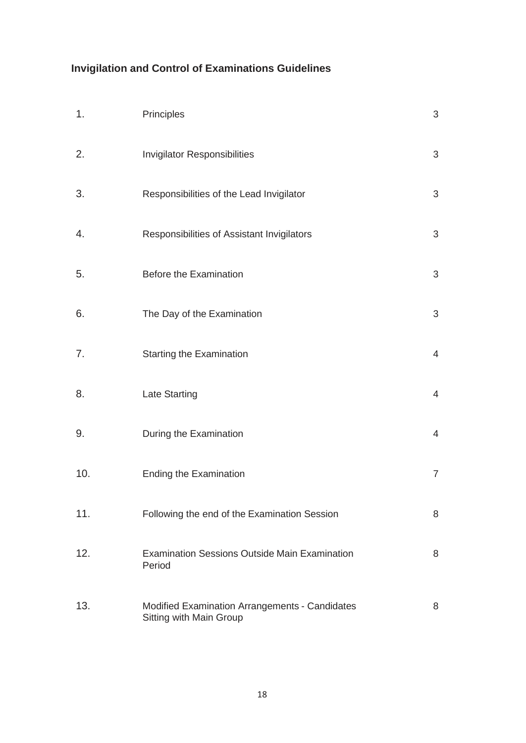## Invigilation and Control of Examinations Guidelines

| | | |
|---|---|---|
| 1. | Principles | 3 |
| 2. | Invigilator Responsibilities | 3 |
| 3. | Responsibilities of the Lead Invigilator | 3 |
| 4. | Responsibilities of Assistant Invigilators | 3 |
| 5. | Before the Examination | 3 |
| 6. | The Day of the Examination | 3 |
| 7. | Starting the Examination | 4 |
| 8. | Late Starting | 4 |
| 9. | During the Examination | 4 |
| 10. | Ending the Examination | 7 |
| 11. | Following the end of the Examination Session | 8 |
| 12. | Examination Sessions Outside Main Examination Period | 8 |
| 13. | Modified Examination Arrangements - Candidates Sitting with Main Group | 8 |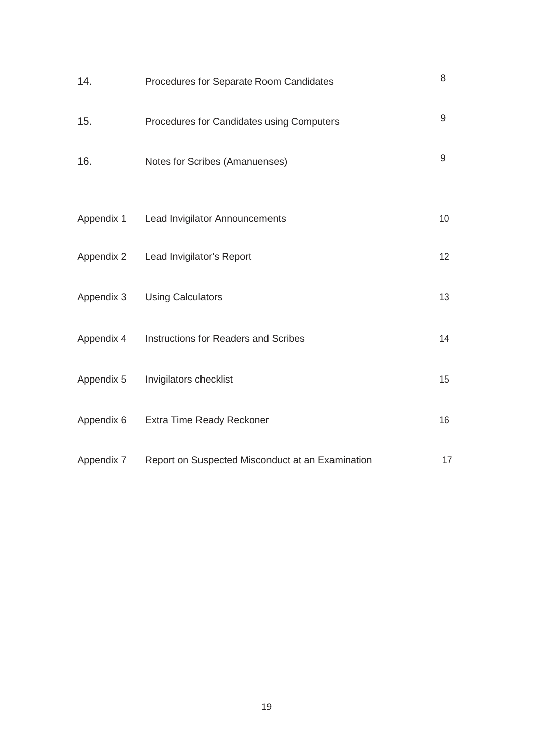| | | |
|---|---|---|
| 14. | Procedures for Separate Room Candidates | 8 |
| 15. | Procedures for Candidates using Computers | 9 |
| 16. | Notes for Scribes (Amanuenses) | 9 |
| Appendix 1 | Lead Invigilator Announcements | 10 |
| Appendix 2 | Lead Invigilator's Report | 12 |
| Appendix 3 | Using Calculators | 13 |
| Appendix 4 | Instructions for Readers and Scribes | 14 |
| Appendix 5 | Invigilators checklist | 15 |
| Appendix 6 | Extra Time Ready Reckoner | 16 |
| Appendix 7 | Report on Suspected Misconduct at an Examination | 17 |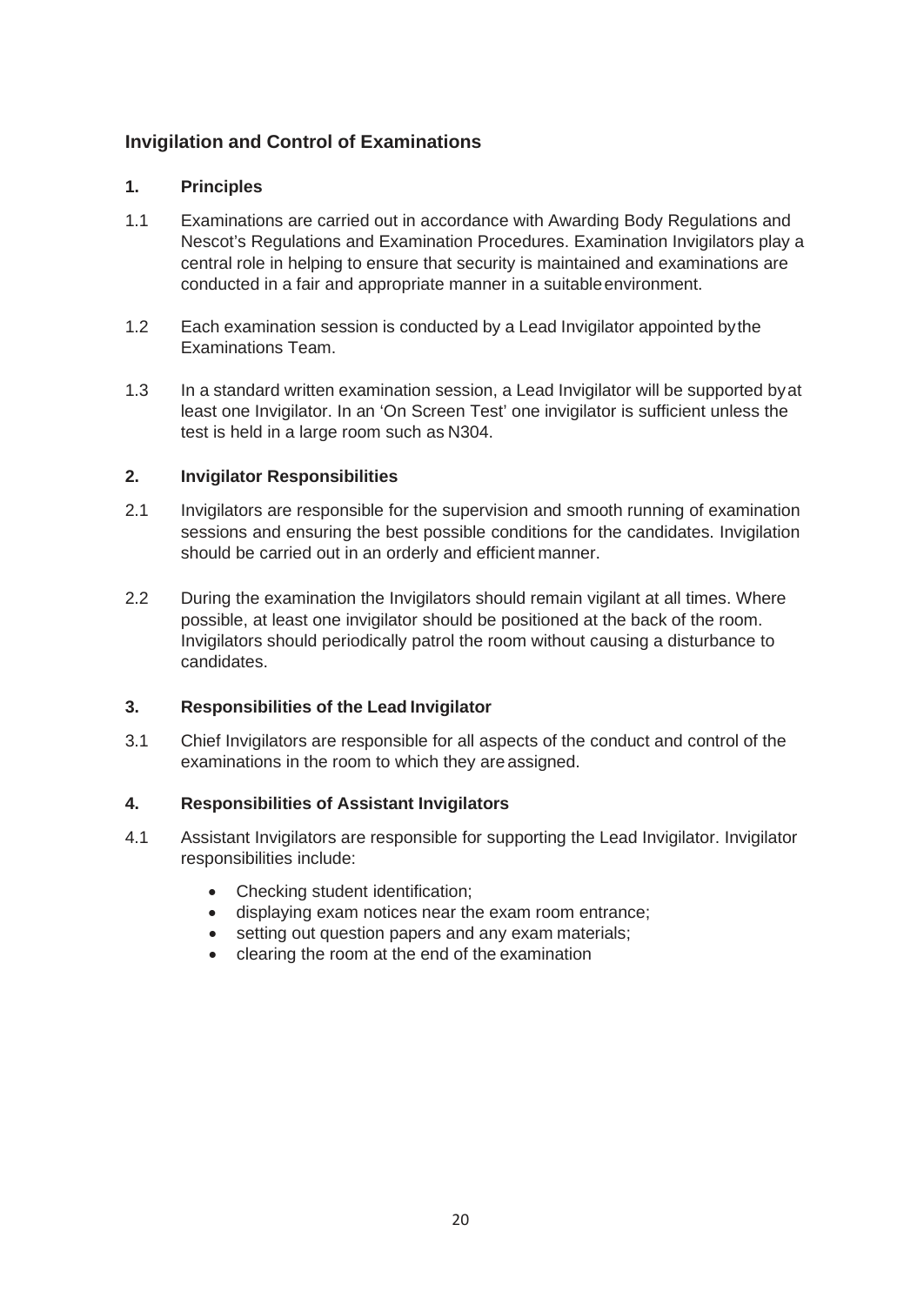## Invigilation and Control of Examinations

### 1. Principles

1.1 Examinations are carried out in accordance with Awarding Body Regulations and Nescot's Regulations and Examination Procedures. Examination Invigilators play a central role in helping to ensure that security is maintained and examinations are conducted in a fair and appropriate manner in a suitable environment.

1.2 Each examination session is conducted by a Lead Invigilator appointed by the Examinations Team.

1.3 In a standard written examination session, a Lead Invigilator will be supported by at least one Invigilator. In an 'On Screen Test' one invigilator is sufficient unless the test is held in a large room such as N304.

### 2. Invigilator Responsibilities

2.1 Invigilators are responsible for the supervision and smooth running of examination sessions and ensuring the best possible conditions for the candidates. Invigilation should be carried out in an orderly and efficient manner.

2.2 During the examination the Invigilators should remain vigilant at all times. Where possible, at least one invigilator should be positioned at the back of the room. Invigilators should periodically patrol the room without causing a disturbance to candidates.

### 3. Responsibilities of the Lead Invigilator

3.1 Chief Invigilators are responsible for all aspects of the conduct and control of the examinations in the room to which they are assigned.

### 4. Responsibilities of Assistant Invigilators

4.1 Assistant Invigilators are responsible for supporting the Lead Invigilator. Invigilator responsibilities include:

- Checking student identification;
- displaying exam notices near the exam room entrance;
- setting out question papers and any exam materials;
- clearing the room at the end of the examination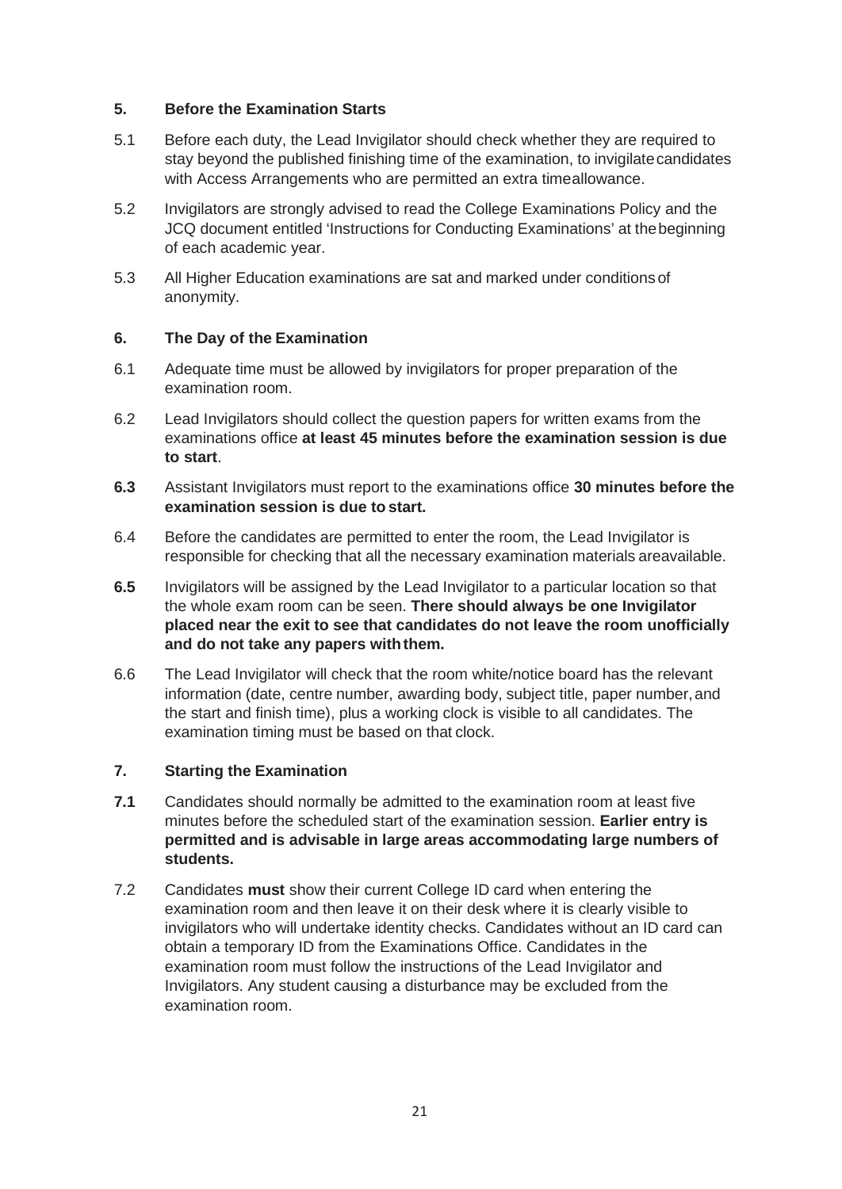## 5. Before the Examination Starts

5.1 Before each duty, the Lead Invigilator should check whether they are required to stay beyond the published finishing time of the examination, to invigilate candidates with Access Arrangements who are permitted an extra time allowance.

5.2 Invigilators are strongly advised to read the College Examinations Policy and the JCQ document entitled 'Instructions for Conducting Examinations' at the beginning of each academic year.

5.3 All Higher Education examinations are sat and marked under conditions of anonymity.

## 6. The Day of the Examination

6.1 Adequate time must be allowed by invigilators for proper preparation of the examination room.

6.2 Lead Invigilators should collect the question papers for written exams from the examinations office **at least 45 minutes before the examination session is due to start**.

**6.3** Assistant Invigilators must report to the examinations office **30 minutes before the examination session is due to start.**

6.4 Before the candidates are permitted to enter the room, the Lead Invigilator is responsible for checking that all the necessary examination materials are available.

**6.5** Invigilators will be assigned by the Lead Invigilator to a particular location so that the whole exam room can be seen. **There should always be one Invigilator placed near the exit to see that candidates do not leave the room unofficially and do not take any papers with them.**

6.6 The Lead Invigilator will check that the room white/notice board has the relevant information (date, centre number, awarding body, subject title, paper number, and the start and finish time), plus a working clock is visible to all candidates. The examination timing must be based on that clock.

## 7. Starting the Examination

**7.1** Candidates should normally be admitted to the examination room at least five minutes before the scheduled start of the examination session. **Earlier entry is permitted and is advisable in large areas accommodating large numbers of students.**

7.2 Candidates **must** show their current College ID card when entering the examination room and then leave it on their desk where it is clearly visible to invigilators who will undertake identity checks. Candidates without an ID card can obtain a temporary ID from the Examinations Office. Candidates in the examination room must follow the instructions of the Lead Invigilator and Invigilators. Any student causing a disturbance may be excluded from the examination room.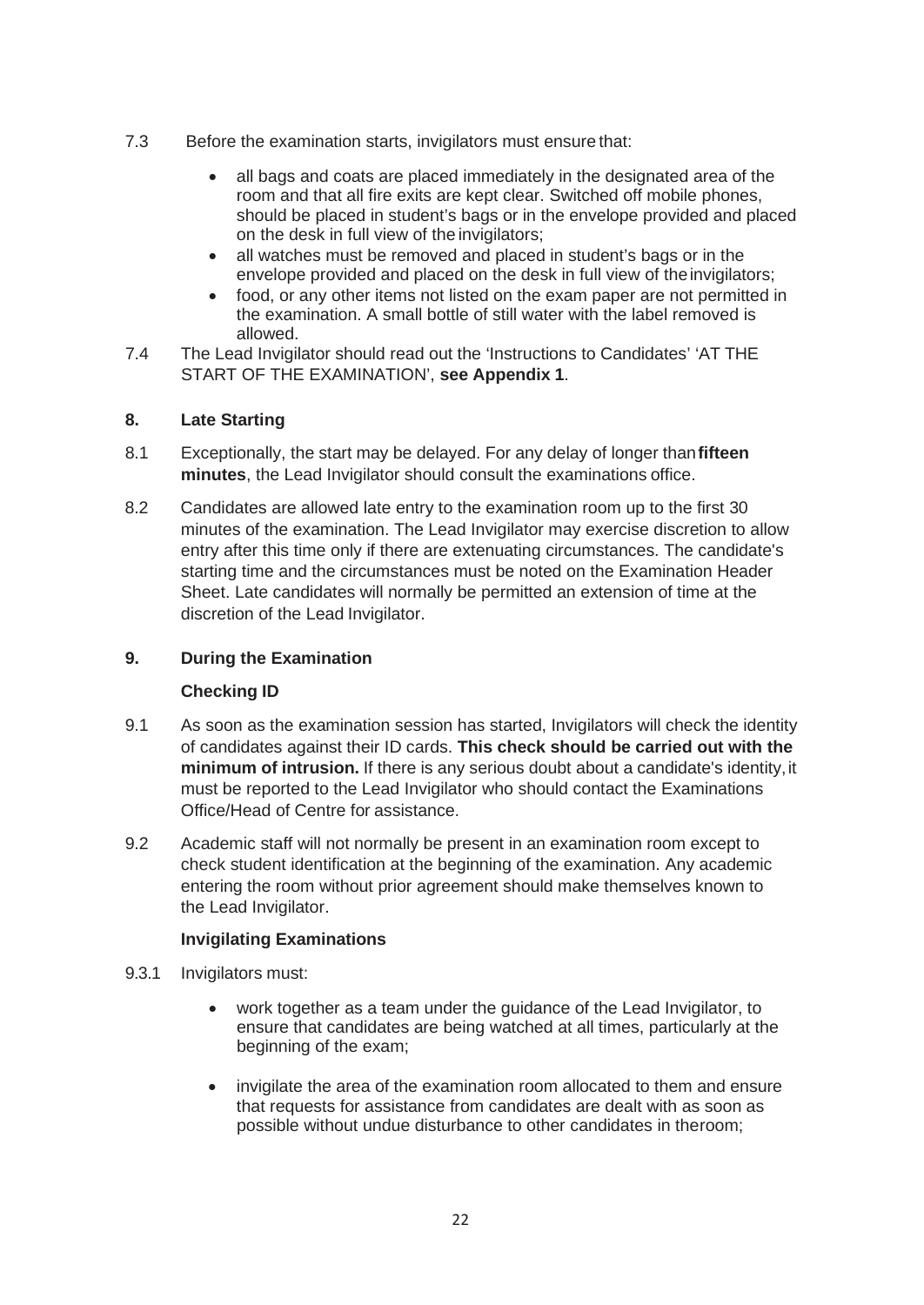7.3 Before the examination starts, invigilators must ensure that:

- all bags and coats are placed immediately in the designated area of the room and that all fire exits are kept clear. Switched off mobile phones, should be placed in student's bags or in the envelope provided and placed on the desk in full view of the invigilators;
- all watches must be removed and placed in student's bags or in the envelope provided and placed on the desk in full view of the invigilators;
- food, or any other items not listed on the exam paper are not permitted in the examination. A small bottle of still water with the label removed is allowed.

7.4 The Lead Invigilator should read out the 'Instructions to Candidates' 'AT THE START OF THE EXAMINATION', **see Appendix 1**.

## 8. Late Starting

8.1 Exceptionally, the start may be delayed. For any delay of longer than **fifteen minutes**, the Lead Invigilator should consult the examinations office.

8.2 Candidates are allowed late entry to the examination room up to the first 30 minutes of the examination. The Lead Invigilator may exercise discretion to allow entry after this time only if there are extenuating circumstances. The candidate's starting time and the circumstances must be noted on the Examination Header Sheet. Late candidates will normally be permitted an extension of time at the discretion of the Lead Invigilator.

## 9. During the Examination

### Checking ID

9.1 As soon as the examination session has started, Invigilators will check the identity of candidates against their ID cards. **This check should be carried out with the minimum of intrusion.** If there is any serious doubt about a candidate's identity, it must be reported to the Lead Invigilator who should contact the Examinations Office/Head of Centre for assistance.

9.2 Academic staff will not normally be present in an examination room except to check student identification at the beginning of the examination. Any academic entering the room without prior agreement should make themselves known to the Lead Invigilator.

### Invigilating Examinations

9.3.1 Invigilators must:

- work together as a team under the guidance of the Lead Invigilator, to ensure that candidates are being watched at all times, particularly at the beginning of the exam;

- invigilate the area of the examination room allocated to them and ensure that requests for assistance from candidates are dealt with as soon as possible without undue disturbance to other candidates in the room;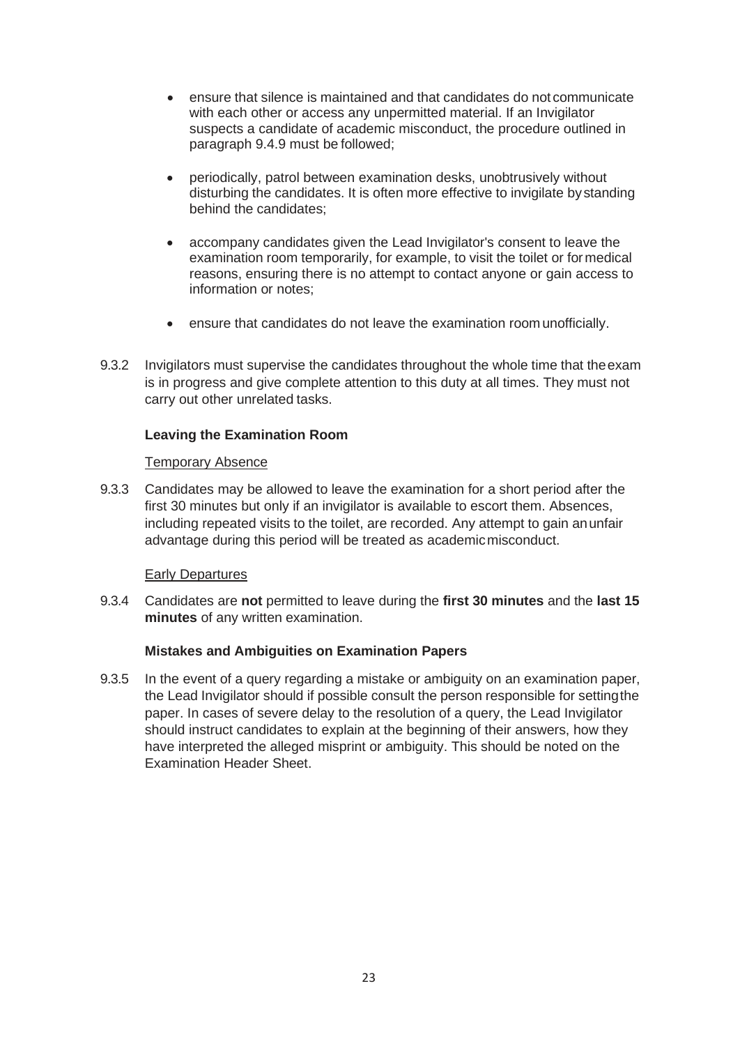- ensure that silence is maintained and that candidates do not communicate with each other or access any unpermitted material. If an Invigilator suspects a candidate of academic misconduct, the procedure outlined in paragraph 9.4.9 must be followed;
- periodically, patrol between examination desks, unobtrusively without disturbing the candidates. It is often more effective to invigilate by standing behind the candidates;
- accompany candidates given the Lead Invigilator's consent to leave the examination room temporarily, for example, to visit the toilet or for medical reasons, ensuring there is no attempt to contact anyone or gain access to information or notes;
- ensure that candidates do not leave the examination room unofficially.

9.3.2 Invigilators must supervise the candidates throughout the whole time that the exam is in progress and give complete attention to this duty at all times. They must not carry out other unrelated tasks.

**Leaving the Examination Room**

<u>Temporary Absence</u>

9.3.3 Candidates may be allowed to leave the examination for a short period after the first 30 minutes but only if an invigilator is available to escort them. Absences, including repeated visits to the toilet, are recorded. Any attempt to gain an unfair advantage during this period will be treated as academic misconduct.

<u>Early Departures</u>

9.3.4 Candidates are **not** permitted to leave during the **first 30 minutes** and the **last 15 minutes** of any written examination.

**Mistakes and Ambiguities on Examination Papers**

9.3.5 In the event of a query regarding a mistake or ambiguity on an examination paper, the Lead Invigilator should if possible consult the person responsible for setting the paper. In cases of severe delay to the resolution of a query, the Lead Invigilator should instruct candidates to explain at the beginning of their answers, how they have interpreted the alleged misprint or ambiguity. This should be noted on the Examination Header Sheet.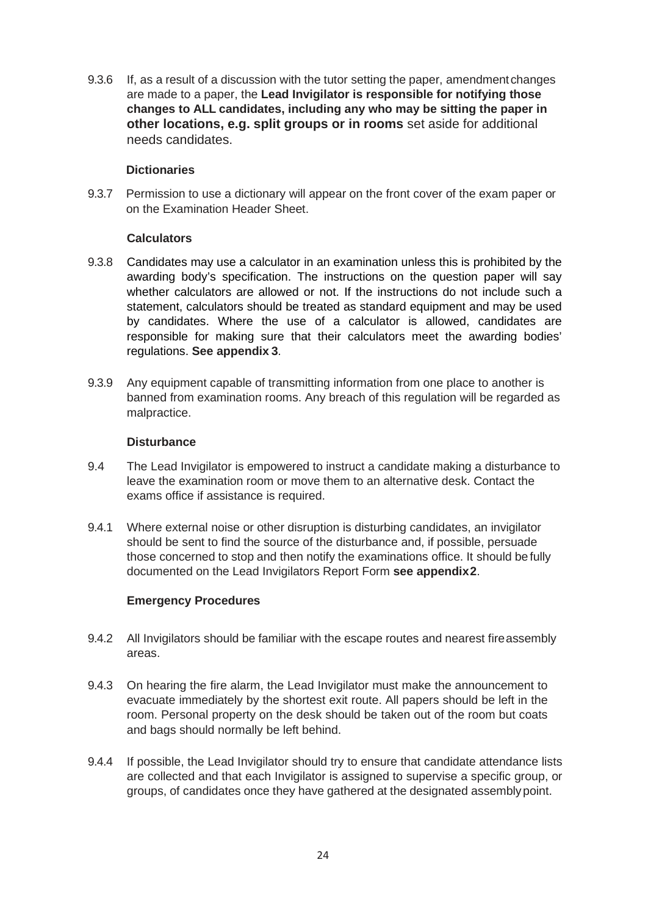9.3.6 If, as a result of a discussion with the tutor setting the paper, amendment changes are made to a paper, the **Lead Invigilator is responsible for notifying those changes to ALL candidates, including any who may be sitting the paper in other locations, e.g. split groups or in rooms** set aside for additional needs candidates.

**Dictionaries**

9.3.7 Permission to use a dictionary will appear on the front cover of the exam paper or on the Examination Header Sheet.

**Calculators**

9.3.8 Candidates may use a calculator in an examination unless this is prohibited by the awarding body's specification. The instructions on the question paper will say whether calculators are allowed or not. If the instructions do not include such a statement, calculators should be treated as standard equipment and may be used by candidates. Where the use of a calculator is allowed, candidates are responsible for making sure that their calculators meet the awarding bodies' regulations. **See appendix 3**.

9.3.9 Any equipment capable of transmitting information from one place to another is banned from examination rooms. Any breach of this regulation will be regarded as malpractice.

**Disturbance**

9.4 The Lead Invigilator is empowered to instruct a candidate making a disturbance to leave the examination room or move them to an alternative desk. Contact the exams office if assistance is required.

9.4.1 Where external noise or other disruption is disturbing candidates, an invigilator should be sent to find the source of the disturbance and, if possible, persuade those concerned to stop and then notify the examinations office. It should be fully documented on the Lead Invigilators Report Form **see appendix 2**.

**Emergency Procedures**

9.4.2 All Invigilators should be familiar with the escape routes and nearest fire assembly areas.

9.4.3 On hearing the fire alarm, the Lead Invigilator must make the announcement to evacuate immediately by the shortest exit route. All papers should be left in the room. Personal property on the desk should be taken out of the room but coats and bags should normally be left behind.

9.4.4 If possible, the Lead Invigilator should try to ensure that candidate attendance lists are collected and that each Invigilator is assigned to supervise a specific group, or groups, of candidates once they have gathered at the designated assembly point.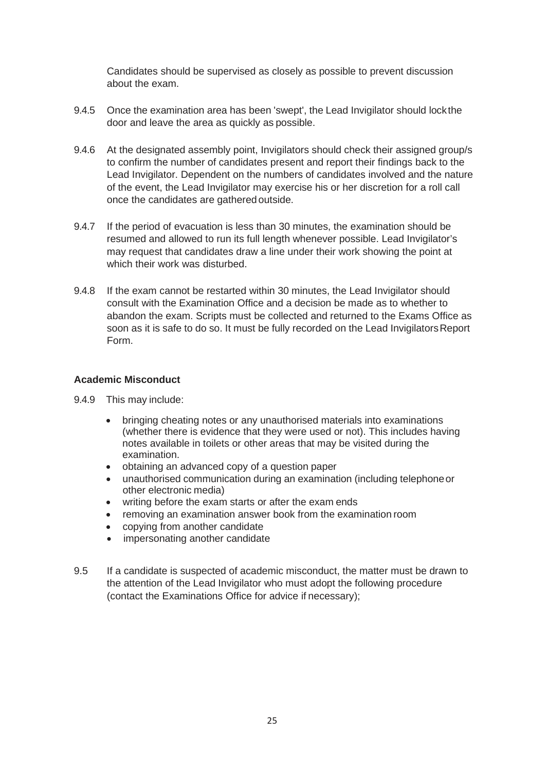Candidates should be supervised as closely as possible to prevent discussion about the exam.

9.4.5 Once the examination area has been 'swept', the Lead Invigilator should lock the door and leave the area as quickly as possible.

9.4.6 At the designated assembly point, Invigilators should check their assigned group/s to confirm the number of candidates present and report their findings back to the Lead Invigilator. Dependent on the numbers of candidates involved and the nature of the event, the Lead Invigilator may exercise his or her discretion for a roll call once the candidates are gathered outside.

9.4.7 If the period of evacuation is less than 30 minutes, the examination should be resumed and allowed to run its full length whenever possible. Lead Invigilator's may request that candidates draw a line under their work showing the point at which their work was disturbed.

9.4.8 If the exam cannot be restarted within 30 minutes, the Lead Invigilator should consult with the Examination Office and a decision be made as to whether to abandon the exam. Scripts must be collected and returned to the Exams Office as soon as it is safe to do so. It must be fully recorded on the Lead Invigilators Report Form.

**Academic Misconduct**

9.4.9 This may include:

- bringing cheating notes or any unauthorised materials into examinations (whether there is evidence that they were used or not). This includes having notes available in toilets or other areas that may be visited during the examination.
- obtaining an advanced copy of a question paper
- unauthorised communication during an examination (including telephone or other electronic media)
- writing before the exam starts or after the exam ends
- removing an examination answer book from the examination room
- copying from another candidate
- impersonating another candidate

9.5 If a candidate is suspected of academic misconduct, the matter must be drawn to the attention of the Lead Invigilator who must adopt the following procedure (contact the Examinations Office for advice if necessary);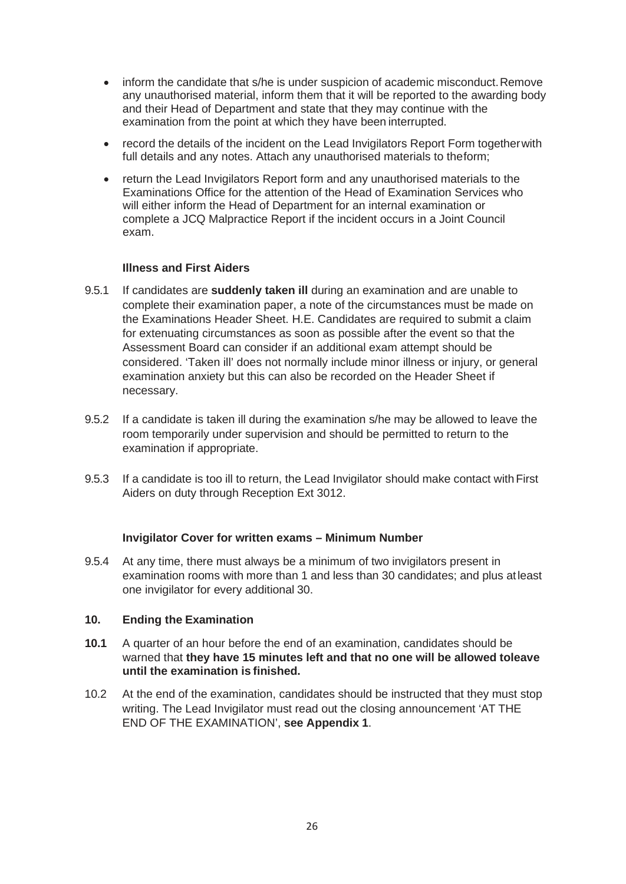- inform the candidate that s/he is under suspicion of academic misconduct. Remove any unauthorised material, inform them that it will be reported to the awarding body and their Head of Department and state that they may continue with the examination from the point at which they have been interrupted.
- record the details of the incident on the Lead Invigilators Report Form together with full details and any notes. Attach any unauthorised materials to the form;
- return the Lead Invigilators Report form and any unauthorised materials to the Examinations Office for the attention of the Head of Examination Services who will either inform the Head of Department for an internal examination or complete a JCQ Malpractice Report if the incident occurs in a Joint Council exam.

**Illness and First Aiders**

9.5.1 If candidates are **suddenly taken ill** during an examination and are unable to complete their examination paper, a note of the circumstances must be made on the Examinations Header Sheet. H.E. Candidates are required to submit a claim for extenuating circumstances as soon as possible after the event so that the Assessment Board can consider if an additional exam attempt should be considered. 'Taken ill' does not normally include minor illness or injury, or general examination anxiety but this can also be recorded on the Header Sheet if necessary.

9.5.2 If a candidate is taken ill during the examination s/he may be allowed to leave the room temporarily under supervision and should be permitted to return to the examination if appropriate.

9.5.3 If a candidate is too ill to return, the Lead Invigilator should make contact with First Aiders on duty through Reception Ext 3012.

**Invigilator Cover for written exams – Minimum Number**

9.5.4 At any time, there must always be a minimum of two invigilators present in examination rooms with more than 1 and less than 30 candidates; and plus at least one invigilator for every additional 30.

## 10. Ending the Examination

**10.1** A quarter of an hour before the end of an examination, candidates should be warned that **they have 15 minutes left and that no one will be allowed to leave until the examination is finished.**

10.2 At the end of the examination, candidates should be instructed that they must stop writing. The Lead Invigilator must read out the closing announcement 'AT THE END OF THE EXAMINATION', **see Appendix 1**.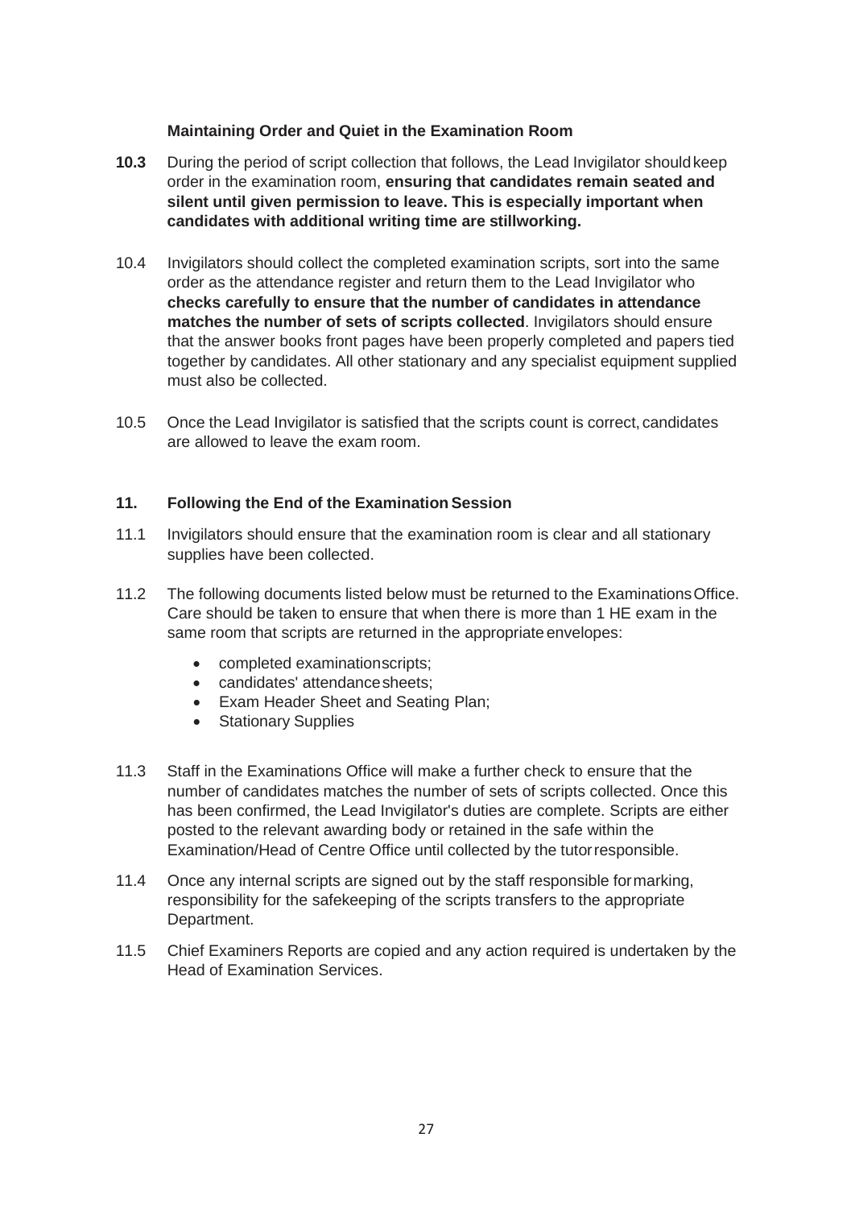**Maintaining Order and Quiet in the Examination Room**

**10.3** During the period of script collection that follows, the Lead Invigilator should keep order in the examination room, **ensuring that candidates remain seated and silent until given permission to leave. This is especially important when candidates with additional writing time are still working.**

10.4 Invigilators should collect the completed examination scripts, sort into the same order as the attendance register and return them to the Lead Invigilator who **checks carefully to ensure that the number of candidates in attendance matches the number of sets of scripts collected**. Invigilators should ensure that the answer books front pages have been properly completed and papers tied together by candidates. All other stationary and any specialist equipment supplied must also be collected.

10.5 Once the Lead Invigilator is satisfied that the scripts count is correct, candidates are allowed to leave the exam room.

## 11. Following the End of the Examination Session

11.1 Invigilators should ensure that the examination room is clear and all stationary supplies have been collected.

11.2 The following documents listed below must be returned to the Examinations Office. Care should be taken to ensure that when there is more than 1 HE exam in the same room that scripts are returned in the appropriate envelopes:

- completed examination scripts;
- candidates' attendance sheets;
- Exam Header Sheet and Seating Plan;
- Stationary Supplies

11.3 Staff in the Examinations Office will make a further check to ensure that the number of candidates matches the number of sets of scripts collected. Once this has been confirmed, the Lead Invigilator's duties are complete. Scripts are either posted to the relevant awarding body or retained in the safe within the Examination/Head of Centre Office until collected by the tutor responsible.

11.4 Once any internal scripts are signed out by the staff responsible for marking, responsibility for the safekeeping of the scripts transfers to the appropriate Department.

11.5 Chief Examiners Reports are copied and any action required is undertaken by the Head of Examination Services.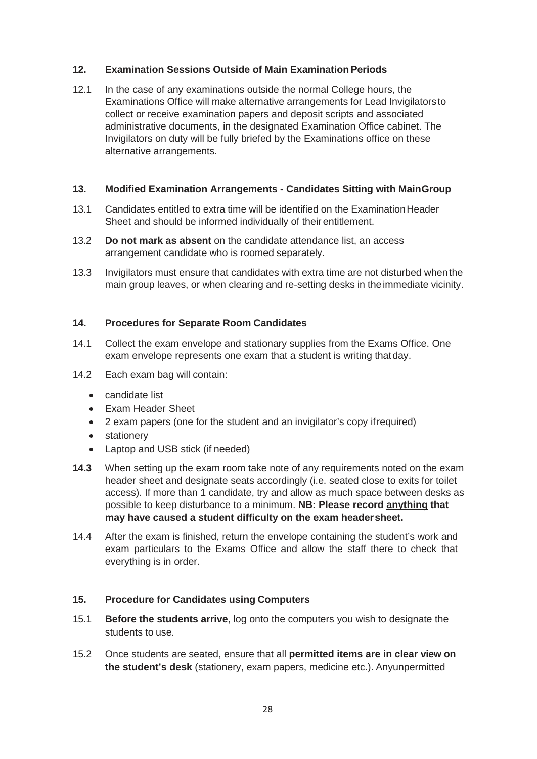## 12. Examination Sessions Outside of Main Examination Periods

12.1 In the case of any examinations outside the normal College hours, the Examinations Office will make alternative arrangements for Lead Invigilators to collect or receive examination papers and deposit scripts and associated administrative documents, in the designated Examination Office cabinet. The Invigilators on duty will be fully briefed by the Examinations office on these alternative arrangements.

## 13. Modified Examination Arrangements - Candidates Sitting with Main Group

13.1 Candidates entitled to extra time will be identified on the Examination Header Sheet and should be informed individually of their entitlement.

13.2 **Do not mark as absent** on the candidate attendance list, an access arrangement candidate who is roomed separately.

13.3 Invigilators must ensure that candidates with extra time are not disturbed when the main group leaves, or when clearing and re-setting desks in the immediate vicinity.

## 14. Procedures for Separate Room Candidates

14.1 Collect the exam envelope and stationary supplies from the Exams Office. One exam envelope represents one exam that a student is writing that day.

14.2 Each exam bag will contain:

- candidate list
- Exam Header Sheet
- 2 exam papers (one for the student and an invigilator's copy if required)
- stationery
- Laptop and USB stick (if needed)

**14.3** When setting up the exam room take note of any requirements noted on the exam header sheet and designate seats accordingly (i.e. seated close to exits for toilet access). If more than 1 candidate, try and allow as much space between desks as possible to keep disturbance to a minimum. **NB: Please record <u>anything</u> that may have caused a student difficulty on the exam header sheet.**

14.4 After the exam is finished, return the envelope containing the student's work and exam particulars to the Exams Office and allow the staff there to check that everything is in order.

## 15. Procedure for Candidates using Computers

15.1 **Before the students arrive**, log onto the computers you wish to designate the students to use.

15.2 Once students are seated, ensure that all **permitted items are in clear view on the student's desk** (stationery, exam papers, medicine etc.). Any unpermitted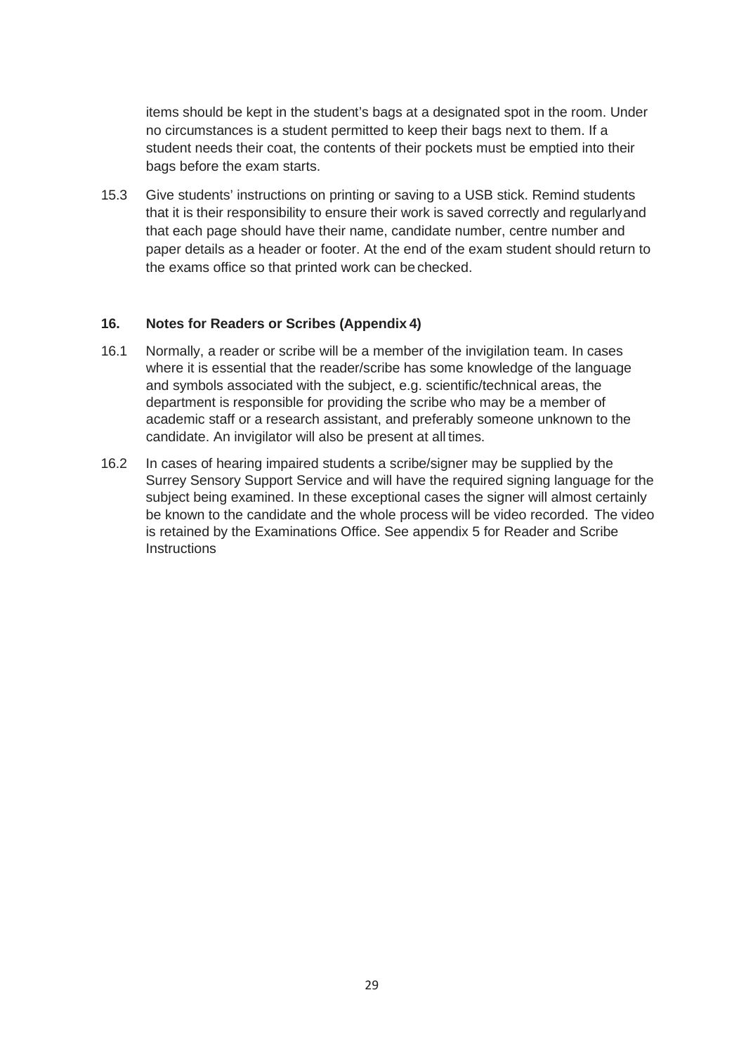items should be kept in the student's bags at a designated spot in the room. Under no circumstances is a student permitted to keep their bags next to them. If a student needs their coat, the contents of their pockets must be emptied into their bags before the exam starts.

15.3 Give students' instructions on printing or saving to a USB stick. Remind students that it is their responsibility to ensure their work is saved correctly and regularly and that each page should have their name, candidate number, centre number and paper details as a header or footer. At the end of the exam student should return to the exams office so that printed work can be checked.

## 16. Notes for Readers or Scribes (Appendix 4)

16.1 Normally, a reader or scribe will be a member of the invigilation team. In cases where it is essential that the reader/scribe has some knowledge of the language and symbols associated with the subject, e.g. scientific/technical areas, the department is responsible for providing the scribe who may be a member of academic staff or a research assistant, and preferably someone unknown to the candidate. An invigilator will also be present at all times.

16.2 In cases of hearing impaired students a scribe/signer may be supplied by the Surrey Sensory Support Service and will have the required signing language for the subject being examined. In these exceptional cases the signer will almost certainly be known to the candidate and the whole process will be video recorded. The video is retained by the Examinations Office. See appendix 5 for Reader and Scribe Instructions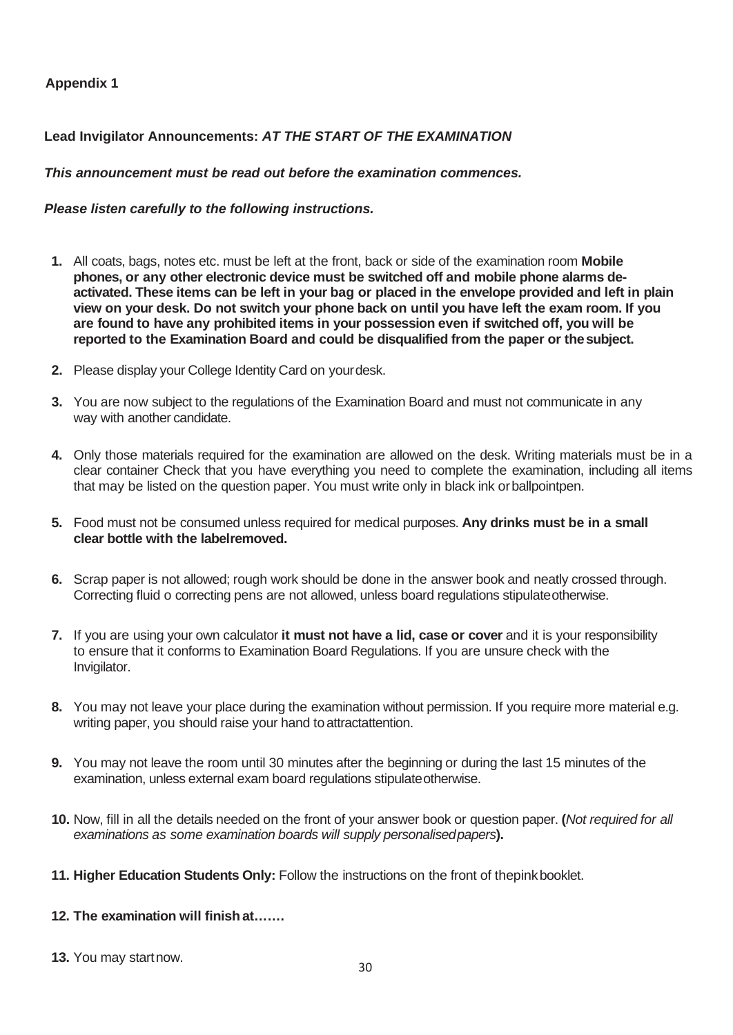**Appendix 1**

**Lead Invigilator Announcements:** ***AT THE START OF THE EXAMINATION***

***This announcement must be read out before the examination commences.***

***Please listen carefully to the following instructions.***

1. All coats, bags, notes etc. must be left at the front, back or side of the examination room **Mobile phones, or any other electronic device must be switched off and mobile phone alarms de-activated. These items can be left in your bag or placed in the envelope provided and left in plain view on your desk. Do not switch your phone back on until you have left the exam room. If you are found to have any prohibited items in your possession even if switched off, you will be reported to the Examination Board and could be disqualified from the paper or the subject.**

2. Please display your College Identity Card on your desk.

3. You are now subject to the regulations of the Examination Board and must not communicate in any way with another candidate.

4. Only those materials required for the examination are allowed on the desk. Writing materials must be in a clear container Check that you have everything you need to complete the examination, including all items that may be listed on the question paper. You must write only in black ink or ballpointpen.

5. Food must not be consumed unless required for medical purposes. **Any drinks must be in a small clear bottle with the labelremoved.**

6. Scrap paper is not allowed; rough work should be done in the answer book and neatly crossed through. Correcting fluid o correcting pens are not allowed, unless board regulations stipulate otherwise.

7. If you are using your own calculator **it must not have a lid, case or cover** and it is your responsibility to ensure that it conforms to Examination Board Regulations. If you are unsure check with the Invigilator.

8. You may not leave your place during the examination without permission. If you require more material e.g. writing paper, you should raise your hand to attractattention.

9. You may not leave the room until 30 minutes after the beginning or during the last 15 minutes of the examination, unless external exam board regulations stipulate otherwise.

10. Now, fill in all the details needed on the front of your answer book or question paper. **(***Not required for all examinations as some examination boards will supply personalisedpapers***).**

11. **Higher Education Students Only:** Follow the instructions on the front of thepink booklet.

12. **The examination will finish at…….**

13. You may start now.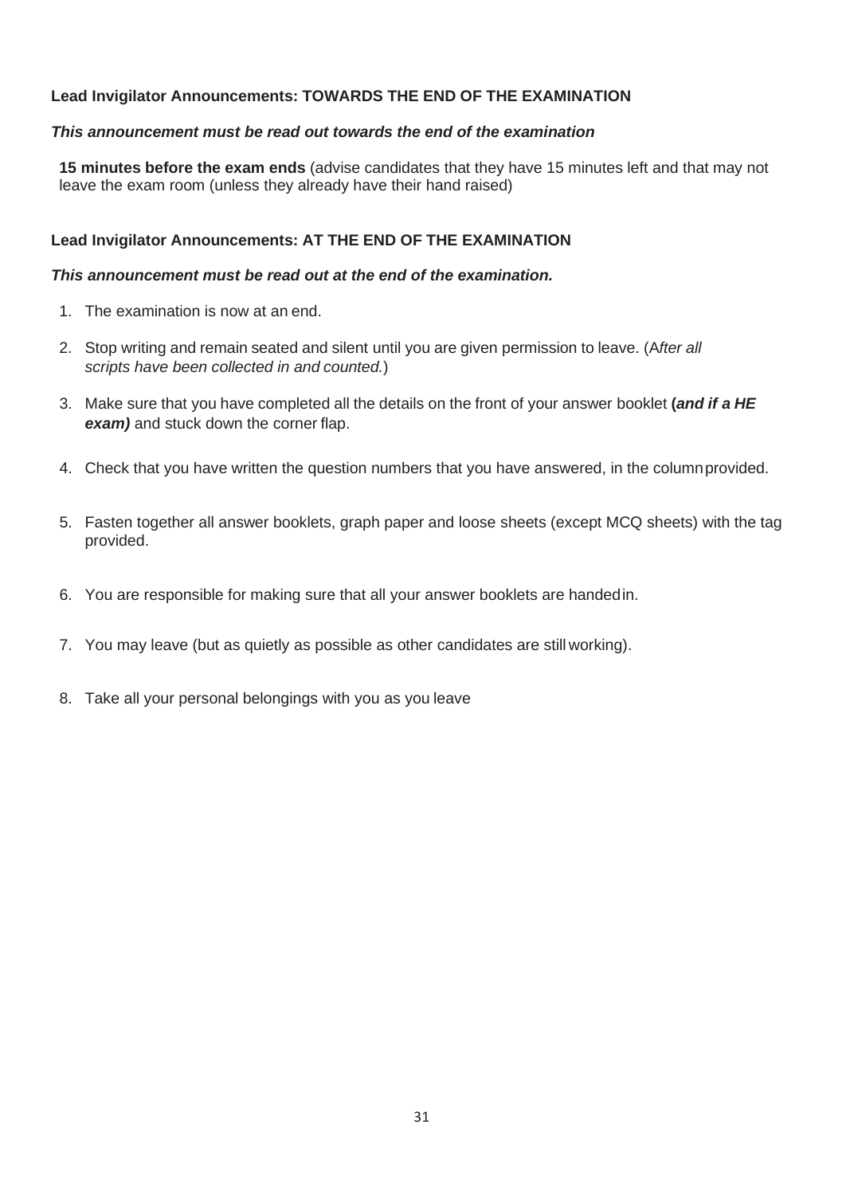**Lead Invigilator Announcements: TOWARDS THE END OF THE EXAMINATION**

***This announcement must be read out towards the end of the examination***

**15 minutes before the exam ends** (advise candidates that they have 15 minutes left and that may not leave the exam room (unless they already have their hand raised)

**Lead Invigilator Announcements: AT THE END OF THE EXAMINATION**

***This announcement must be read out at the end of the examination.***

1. The examination is now at an end.
2. Stop writing and remain seated and silent until you are given permission to leave. (A*fter all scripts have been collected in and counted.*)
3. Make sure that you have completed all the details on the front of your answer booklet **(*and if a HE exam)*** and stuck down the corner flap.
4. Check that you have written the question numbers that you have answered, in the column provided.
5. Fasten together all answer booklets, graph paper and loose sheets (except MCQ sheets) with the tag provided.
6. You are responsible for making sure that all your answer booklets are handed in.
7. You may leave (but as quietly as possible as other candidates are still working).
8. Take all your personal belongings with you as you leave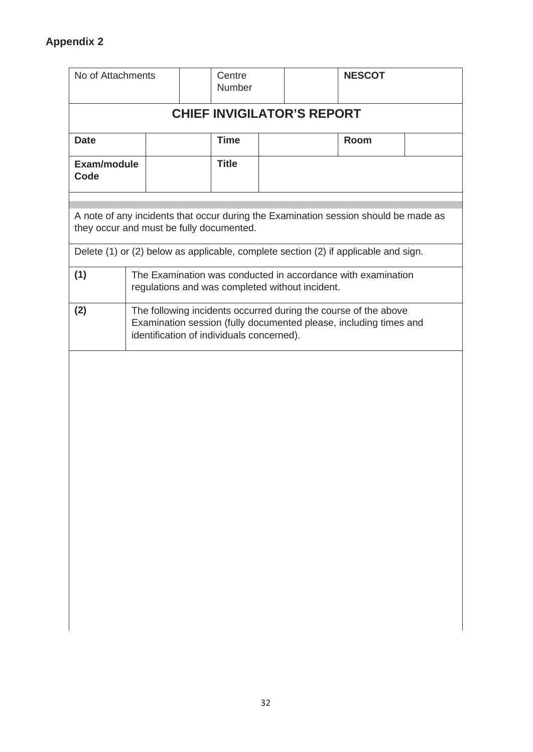**Appendix 2**

| No of Attachments | | Centre Number | | **NESCOT** |
|---|---|---|---|---|

## CHIEF INVIGILATOR'S REPORT

| **Date** | | **Time** | | **Room** | |
|---|---|---|---|---|---|
| **Exam/module Code** | | **Title** | | | |

A note of any incidents that occur during the Examination session should be made as they occur and must be fully documented.

Delete (1) or (2) below as applicable, complete section (2) if applicable and sign.

| | |
|---|---|
| **(1)** | The Examination was conducted in accordance with examination regulations and was completed without incident. |
| **(2)** | The following incidents occurred during the course of the above Examination session (fully documented please, including times and identification of individuals concerned). |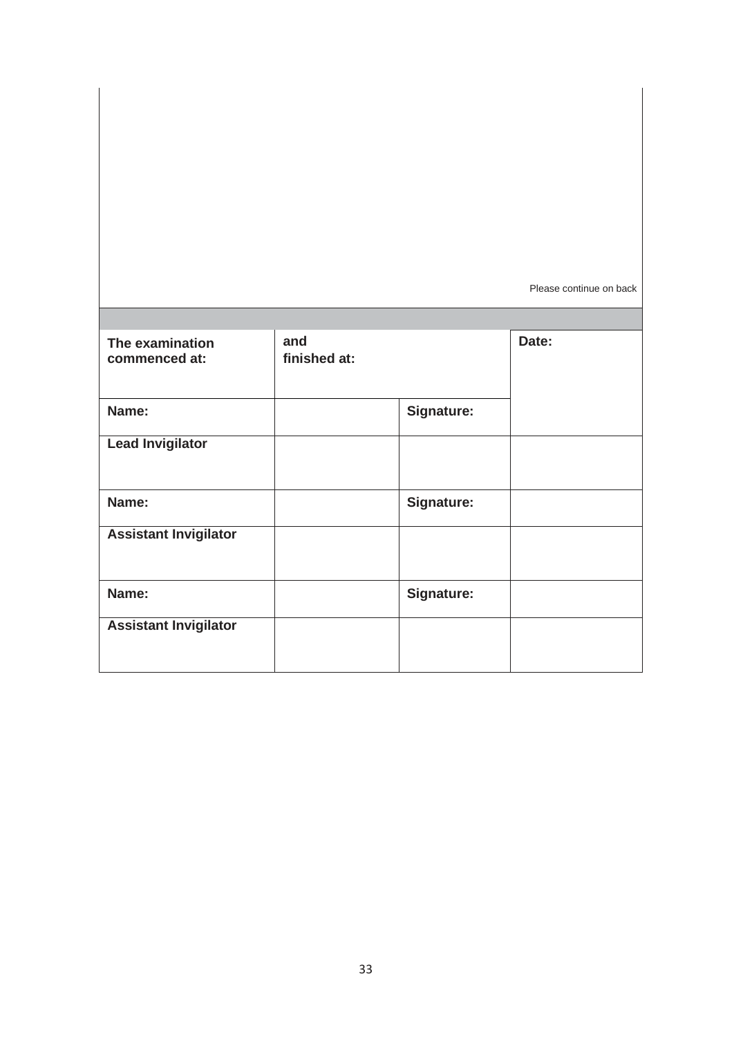Please continue on back

| The examination commenced at: | and finished at: | | Date: |
|---|---|---|---|
| Name: | | Signature: | |
| Lead Invigilator | | | |
| Name: | | Signature: | |
| Assistant Invigilator | | | |
| Name: | | Signature: | |
| Assistant Invigilator | | | |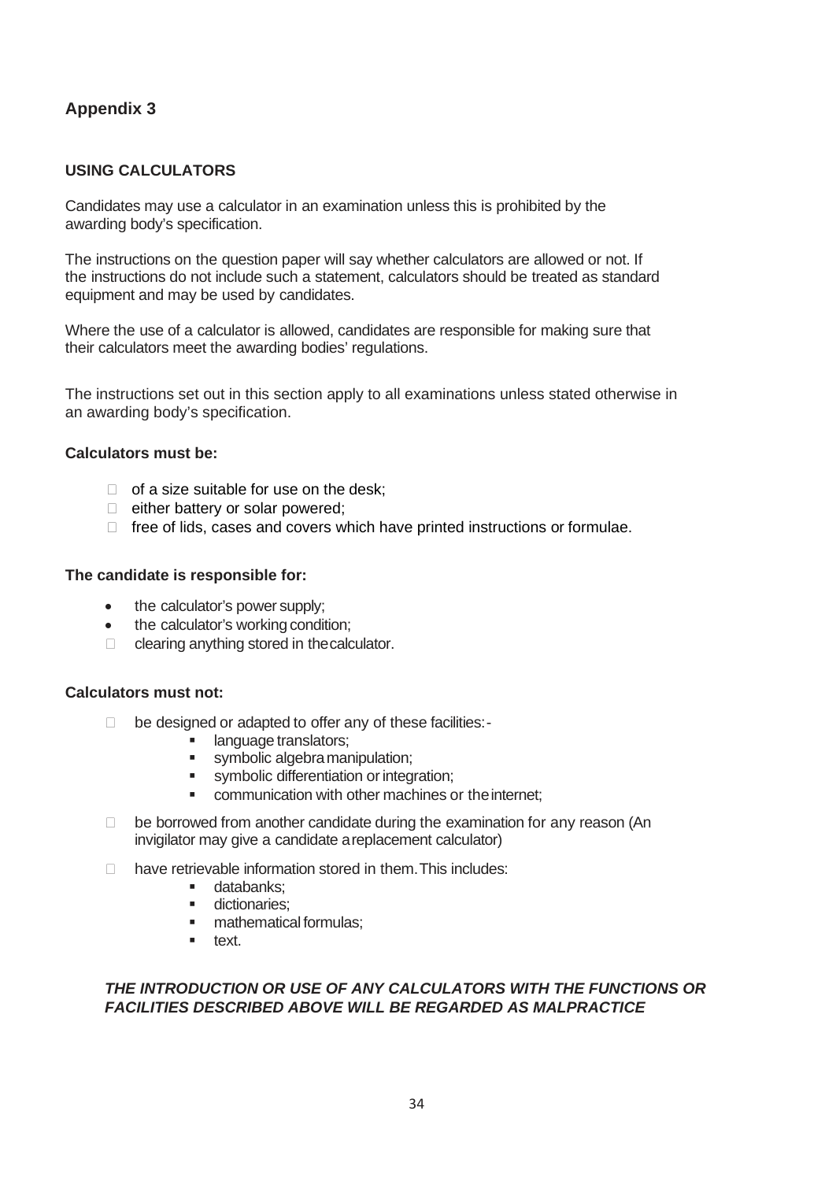## Appendix 3

### USING CALCULATORS

Candidates may use a calculator in an examination unless this is prohibited by the awarding body's specification.

The instructions on the question paper will say whether calculators are allowed or not. If the instructions do not include such a statement, calculators should be treated as standard equipment and may be used by candidates.

Where the use of a calculator is allowed, candidates are responsible for making sure that their calculators meet the awarding bodies' regulations.

The instructions set out in this section apply to all examinations unless stated otherwise in an awarding body's specification.

**Calculators must be:**

- of a size suitable for use on the desk;
- either battery or solar powered;
- free of lids, cases and covers which have printed instructions or formulae.

**The candidate is responsible for:**

- the calculator's power supply;
- the calculator's working condition;
- clearing anything stored in the calculator.

**Calculators must not:**

- be designed or adapted to offer any of these facilities:-
  - language translators;
  - symbolic algebra manipulation;
  - symbolic differentiation or integration;
  - communication with other machines or the internet;
- be borrowed from another candidate during the examination for any reason (An invigilator may give a candidate a replacement calculator)
- have retrievable information stored in them. This includes:
  - databanks;
  - dictionaries;
  - mathematical formulas;
  - text.

***THE INTRODUCTION OR USE OF ANY CALCULATORS WITH THE FUNCTIONS OR FACILITIES DESCRIBED ABOVE WILL BE REGARDED AS MALPRACTICE***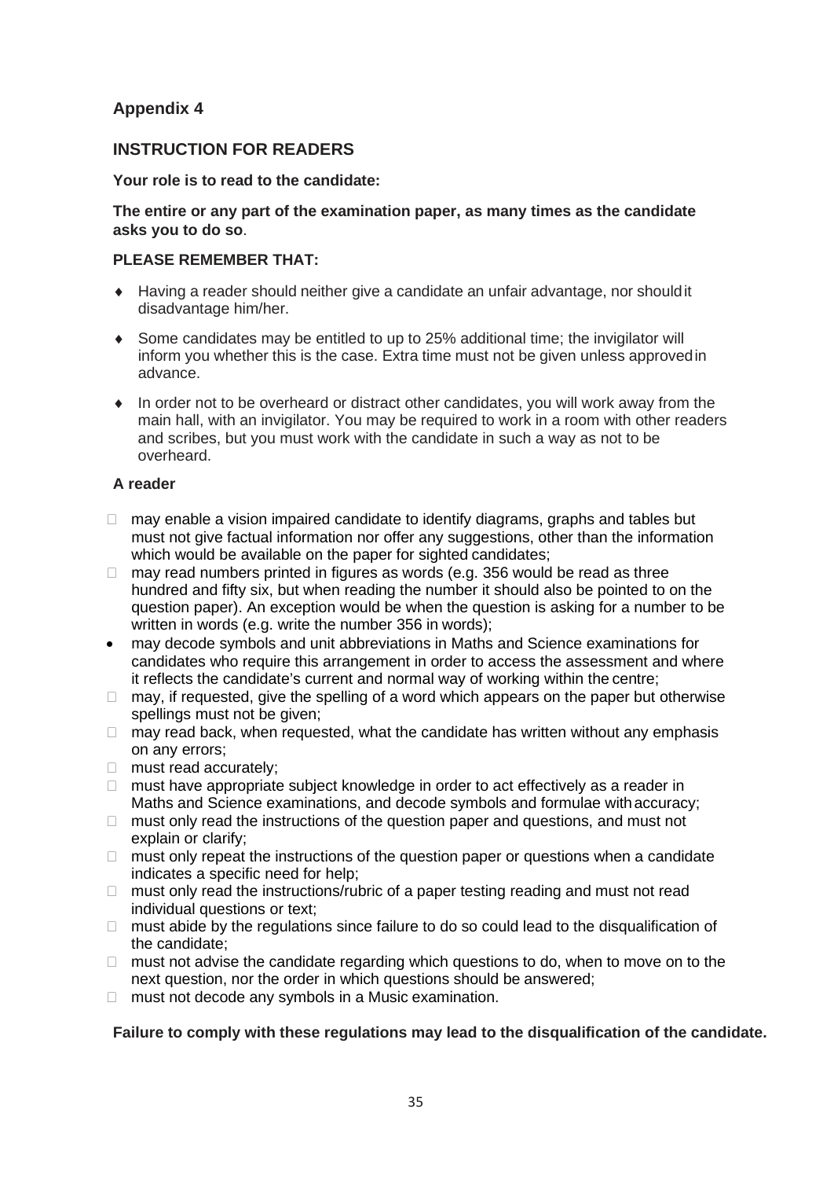## Appendix 4

## INSTRUCTION FOR READERS

**Your role is to read to the candidate:**

**The entire or any part of the examination paper, as many times as the candidate asks you to do so**.

**PLEASE REMEMBER THAT:**

- Having a reader should neither give a candidate an unfair advantage, nor should it disadvantage him/her.
- Some candidates may be entitled to up to 25% additional time; the invigilator will inform you whether this is the case. Extra time must not be given unless approved in advance.
- In order not to be overheard or distract other candidates, you will work away from the main hall, with an invigilator. You may be required to work in a room with other readers and scribes, but you must work with the candidate in such a way as not to be overheard.

**A reader**

- may enable a vision impaired candidate to identify diagrams, graphs and tables but must not give factual information nor offer any suggestions, other than the information which would be available on the paper for sighted candidates;
- may read numbers printed in figures as words (e.g. 356 would be read as three hundred and fifty six, but when reading the number it should also be pointed to on the question paper). An exception would be when the question is asking for a number to be written in words (e.g. write the number 356 in words);
- may decode symbols and unit abbreviations in Maths and Science examinations for candidates who require this arrangement in order to access the assessment and where it reflects the candidate's current and normal way of working within the centre;
- may, if requested, give the spelling of a word which appears on the paper but otherwise spellings must not be given;
- may read back, when requested, what the candidate has written without any emphasis on any errors;
- must read accurately;
- must have appropriate subject knowledge in order to act effectively as a reader in Maths and Science examinations, and decode symbols and formulae with accuracy;
- must only read the instructions of the question paper and questions, and must not explain or clarify;
- must only repeat the instructions of the question paper or questions when a candidate indicates a specific need for help;
- must only read the instructions/rubric of a paper testing reading and must not read individual questions or text;
- must abide by the regulations since failure to do so could lead to the disqualification of the candidate;
- must not advise the candidate regarding which questions to do, when to move on to the next question, nor the order in which questions should be answered;
- must not decode any symbols in a Music examination.

**Failure to comply with these regulations may lead to the disqualification of the candidate.**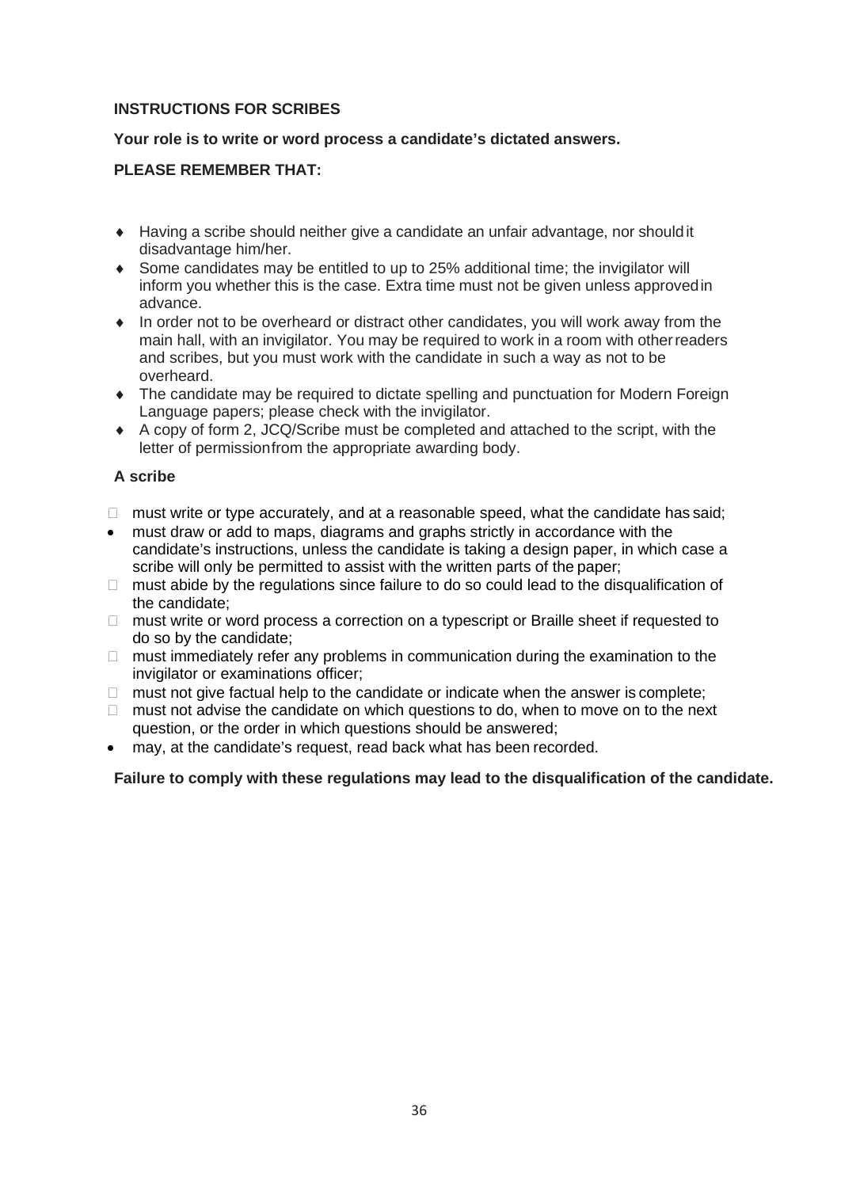**INSTRUCTIONS FOR SCRIBES**

**Your role is to write or word process a candidate's dictated answers.**

**PLEASE REMEMBER THAT:**

- Having a scribe should neither give a candidate an unfair advantage, nor should it disadvantage him/her.
- Some candidates may be entitled to up to 25% additional time; the invigilator will inform you whether this is the case. Extra time must not be given unless approved in advance.
- In order not to be overheard or distract other candidates, you will work away from the main hall, with an invigilator. You may be required to work in a room with other readers and scribes, but you must work with the candidate in such a way as not to be overheard.
- The candidate may be required to dictate spelling and punctuation for Modern Foreign Language papers; please check with the invigilator.
- A copy of form 2, JCQ/Scribe must be completed and attached to the script, with the letter of permission from the appropriate awarding body.

**A scribe**

- must write or type accurately, and at a reasonable speed, what the candidate has said;
- must draw or add to maps, diagrams and graphs strictly in accordance with the candidate's instructions, unless the candidate is taking a design paper, in which case a scribe will only be permitted to assist with the written parts of the paper;
- must abide by the regulations since failure to do so could lead to the disqualification of the candidate;
- must write or word process a correction on a typescript or Braille sheet if requested to do so by the candidate;
- must immediately refer any problems in communication during the examination to the invigilator or examinations officer;
- must not give factual help to the candidate or indicate when the answer is complete;
- must not advise the candidate on which questions to do, when to move on to the next question, or the order in which questions should be answered;
- may, at the candidate's request, read back what has been recorded.

**Failure to comply with these regulations may lead to the disqualification of the candidate.**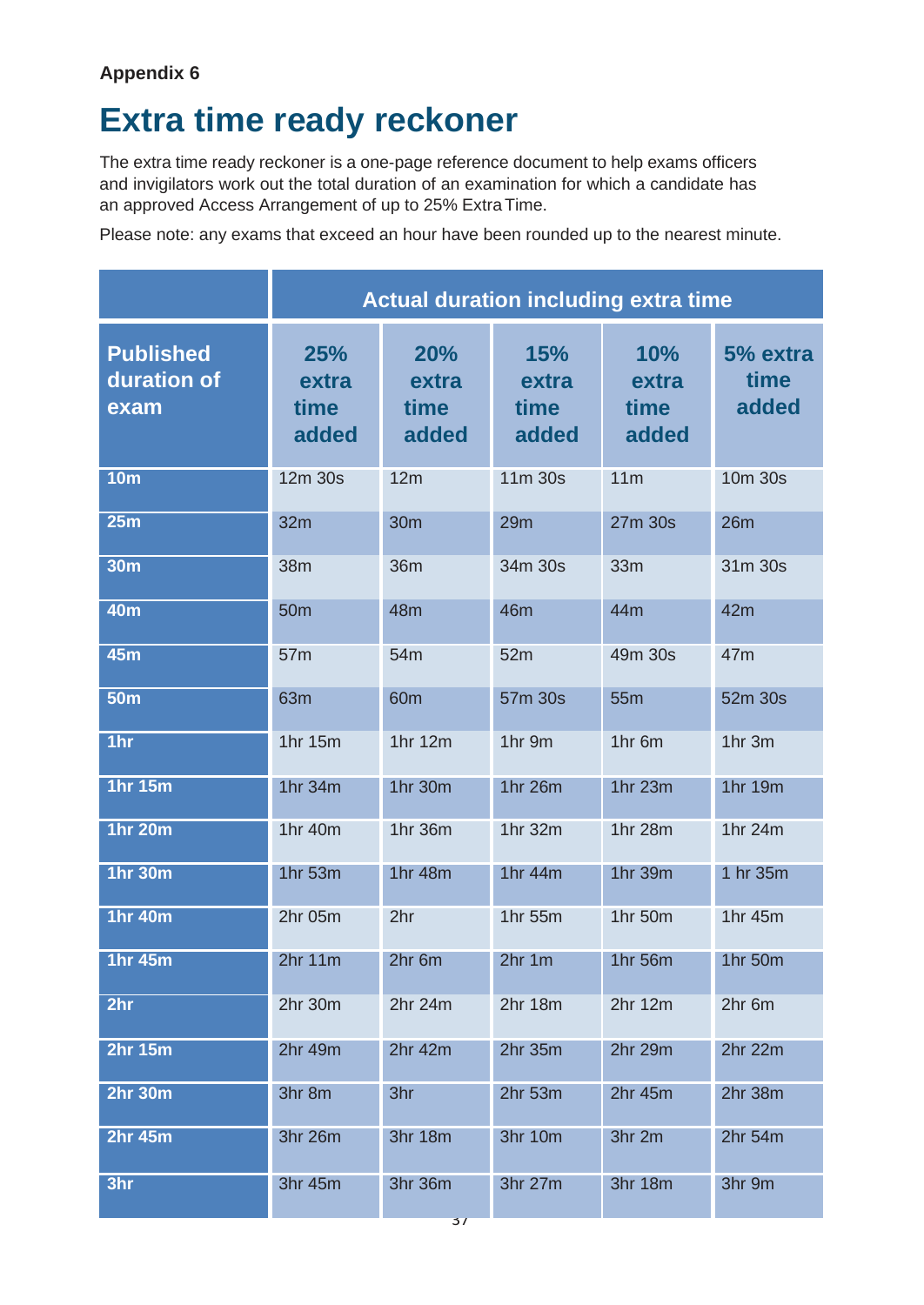**Appendix 6**

# Extra time ready reckoner

The extra time ready reckoner is a one-page reference document to help exams officers and invigilators work out the total duration of an examination for which a candidate has an approved Access Arrangement of up to 25% Extra Time.

Please note: any exams that exceed an hour have been rounded up to the nearest minute.

| | Actual duration including extra time | | | | |
|---|---|---|---|---|---|
| **Published duration of exam** | **25% extra time added** | **20% extra time added** | **15% extra time added** | **10% extra time added** | **5% extra time added** |
| **10m** | 12m 30s | 12m | 11m 30s | 11m | 10m 30s |
| **25m** | 32m | 30m | 29m | 27m 30s | 26m |
| **30m** | 38m | 36m | 34m 30s | 33m | 31m 30s |
| **40m** | 50m | 48m | 46m | 44m | 42m |
| **45m** | 57m | 54m | 52m | 49m 30s | 47m |
| **50m** | 63m | 60m | 57m 30s | 55m | 52m 30s |
| **1hr** | 1hr 15m | 1hr 12m | 1hr 9m | 1hr 6m | 1hr 3m |
| **1hr 15m** | 1hr 34m | 1hr 30m | 1hr 26m | 1hr 23m | 1hr 19m |
| **1hr 20m** | 1hr 40m | 1hr 36m | 1hr 32m | 1hr 28m | 1hr 24m |
| **1hr 30m** | 1hr 53m | 1hr 48m | 1hr 44m | 1hr 39m | 1 hr 35m |
| **1hr 40m** | 2hr 05m | 2hr | 1hr 55m | 1hr 50m | 1hr 45m |
| **1hr 45m** | 2hr 11m | 2hr 6m | 2hr 1m | 1hr 56m | 1hr 50m |
| **2hr** | 2hr 30m | 2hr 24m | 2hr 18m | 2hr 12m | 2hr 6m |
| **2hr 15m** | 2hr 49m | 2hr 42m | 2hr 35m | 2hr 29m | 2hr 22m |
| **2hr 30m** | 3hr 8m | 3hr | 2hr 53m | 2hr 45m | 2hr 38m |
| **2hr 45m** | 3hr 26m | 3hr 18m | 3hr 10m | 3hr 2m | 2hr 54m |
| **3hr** | 3hr 45m | 3hr 36m | 3hr 27m | 3hr 18m | 3hr 9m |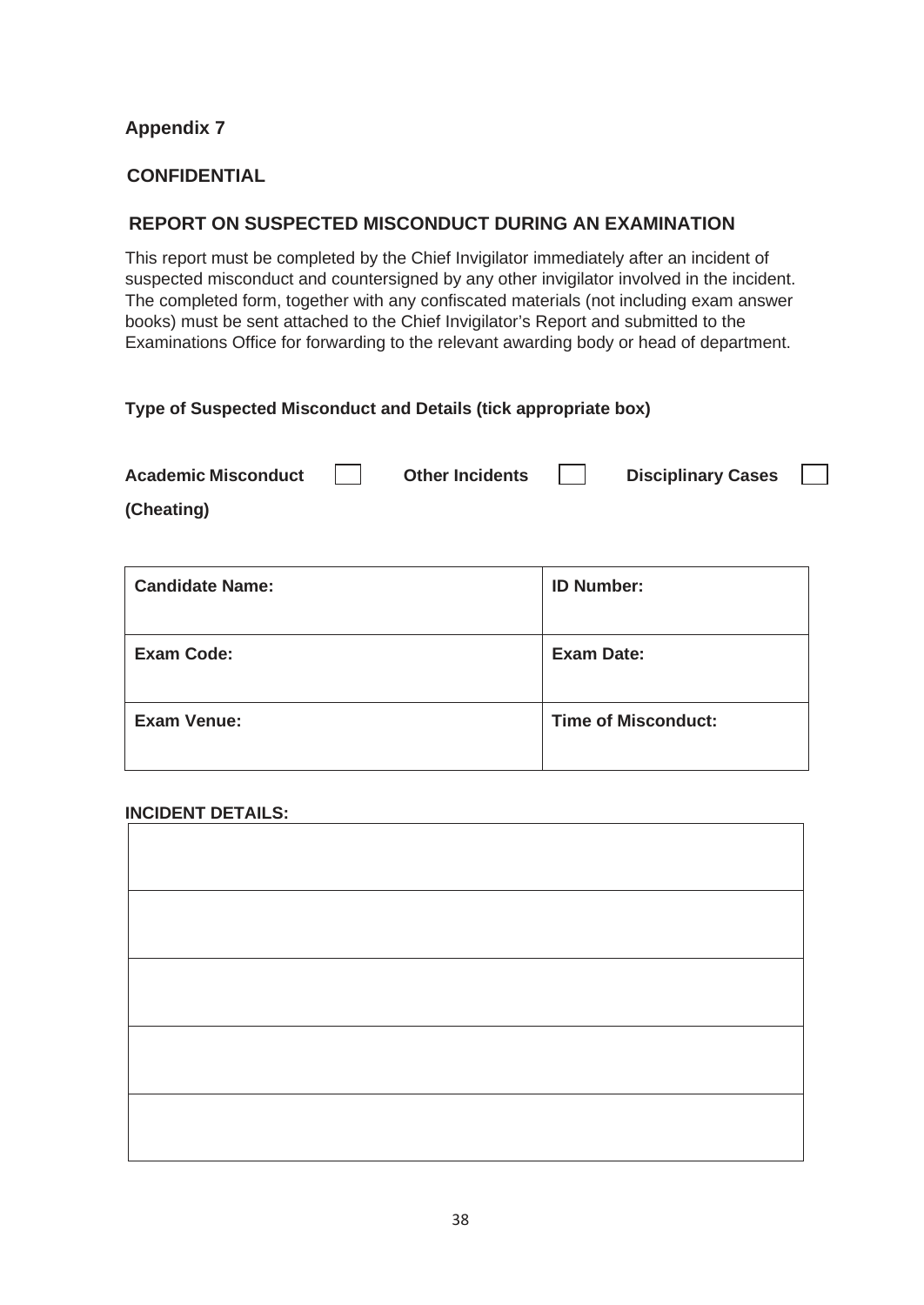**Appendix 7**

**CONFIDENTIAL**

## REPORT ON SUSPECTED MISCONDUCT DURING AN EXAMINATION

This report must be completed by the Chief Invigilator immediately after an incident of suspected misconduct and countersigned by any other invigilator involved in the incident. The completed form, together with any confiscated materials (not including exam answer books) must be sent attached to the Chief Invigilator's Report and submitted to the Examinations Office for forwarding to the relevant awarding body or head of department.

**Type of Suspected Misconduct and Details (tick appropriate box)**

**Academic Misconduct (Cheating)** ☐ **Other Incidents** ☐ **Disciplinary Cases** ☐

| **Candidate Name:** | **ID Number:** |
|---|---|
| **Exam Code:** | **Exam Date:** |
| **Exam Venue:** | **Time of Misconduct:** |

**INCIDENT DETAILS:**

| |
|---|
| |
| |
| |
| |
| |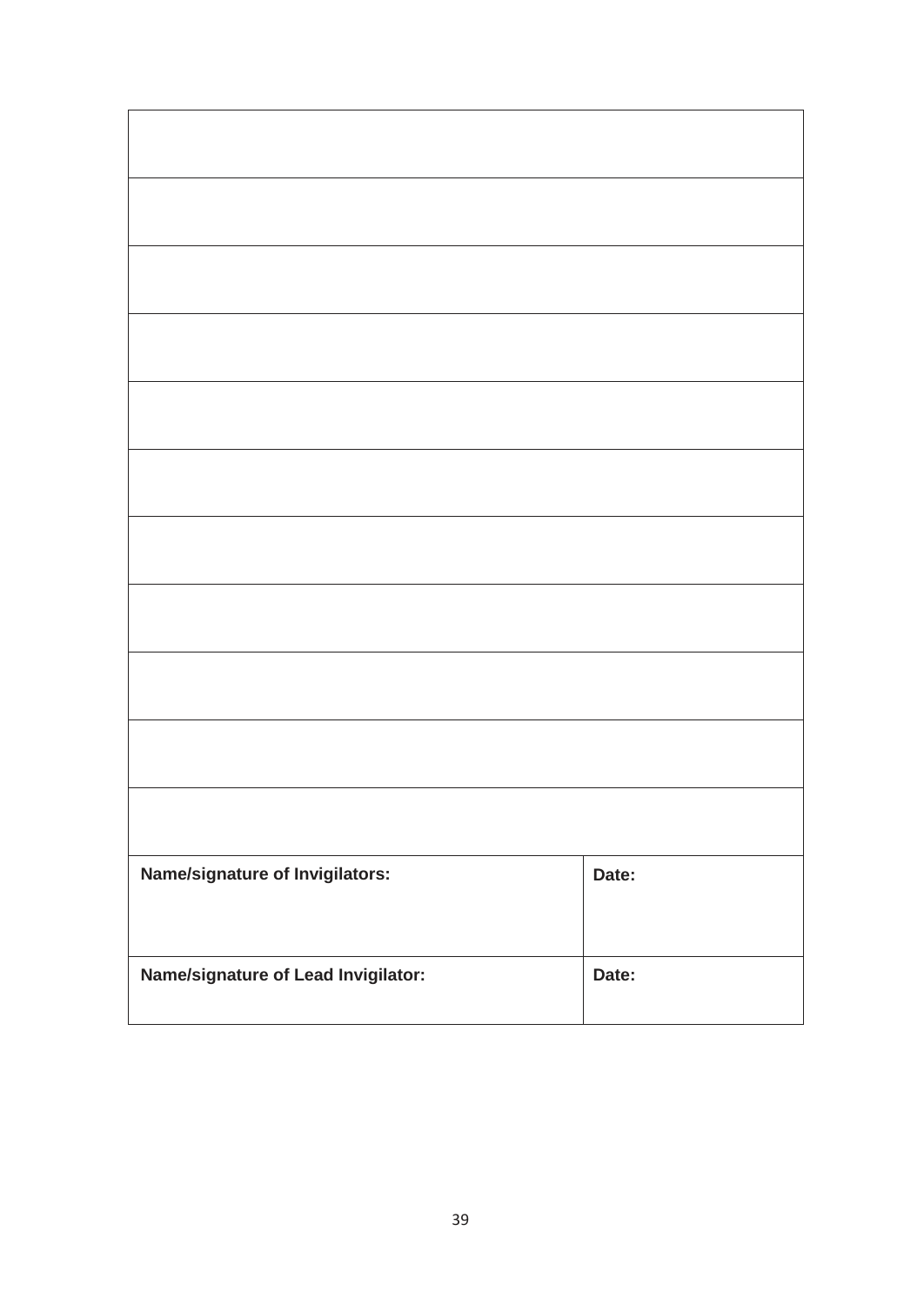| | |
|---|---|
| | |
| | |
| | |
| | |
| | |
| | |
| | |
| | |
| | |
| | |
| | |
| **Name/signature of Invigilators:** | **Date:** |
| **Name/signature of Lead Invigilator:** | **Date:** |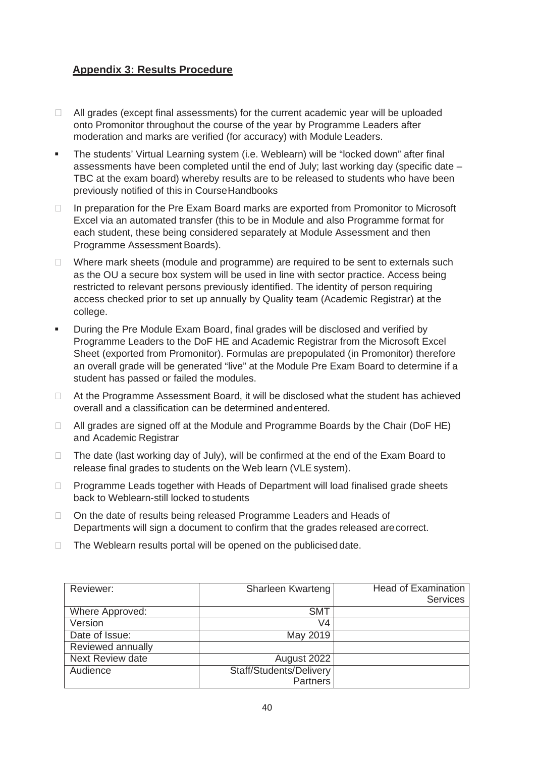## Appendix 3: Results Procedure

- All grades (except final assessments) for the current academic year will be uploaded onto Promonitor throughout the course of the year by Programme Leaders after moderation and marks are verified (for accuracy) with Module Leaders.
- The students' Virtual Learning system (i.e. Weblearn) will be "locked down" after final assessments have been completed until the end of July; last working day (specific date – TBC at the exam board) whereby results are to be released to students who have been previously notified of this in Course Handbooks
- In preparation for the Pre Exam Board marks are exported from Promonitor to Microsoft Excel via an automated transfer (this to be in Module and also Programme format for each student, these being considered separately at Module Assessment and then Programme Assessment Boards).
- Where mark sheets (module and programme) are required to be sent to externals such as the OU a secure box system will be used in line with sector practice. Access being restricted to relevant persons previously identified. The identity of person requiring access checked prior to set up annually by Quality team (Academic Registrar) at the college.
- During the Pre Module Exam Board, final grades will be disclosed and verified by Programme Leaders to the DoF HE and Academic Registrar from the Microsoft Excel Sheet (exported from Promonitor). Formulas are prepopulated (in Promonitor) therefore an overall grade will be generated "live" at the Module Pre Exam Board to determine if a student has passed or failed the modules.
- At the Programme Assessment Board, it will be disclosed what the student has achieved overall and a classification can be determined and entered.
- All grades are signed off at the Module and Programme Boards by the Chair (DoF HE) and Academic Registrar
- The date (last working day of July), will be confirmed at the end of the Exam Board to release final grades to students on the Web learn (VLE system).
- Programme Leads together with Heads of Department will load finalised grade sheets back to Weblearn-still locked to students
- On the date of results being released Programme Leaders and Heads of Departments will sign a document to confirm that the grades released are correct.
- The Weblearn results portal will be opened on the publicised date.

| | | |
|---|---|---|
| Reviewer: | Sharleen Kwarteng | Head of Examination Services |
| Where Approved: | SMT | |
| Version | V4 | |
| Date of Issue: | May 2019 | |
| Reviewed annually | | |
| Next Review date | August 2022 | |
| Audience | Staff/Students/Delivery Partners | |